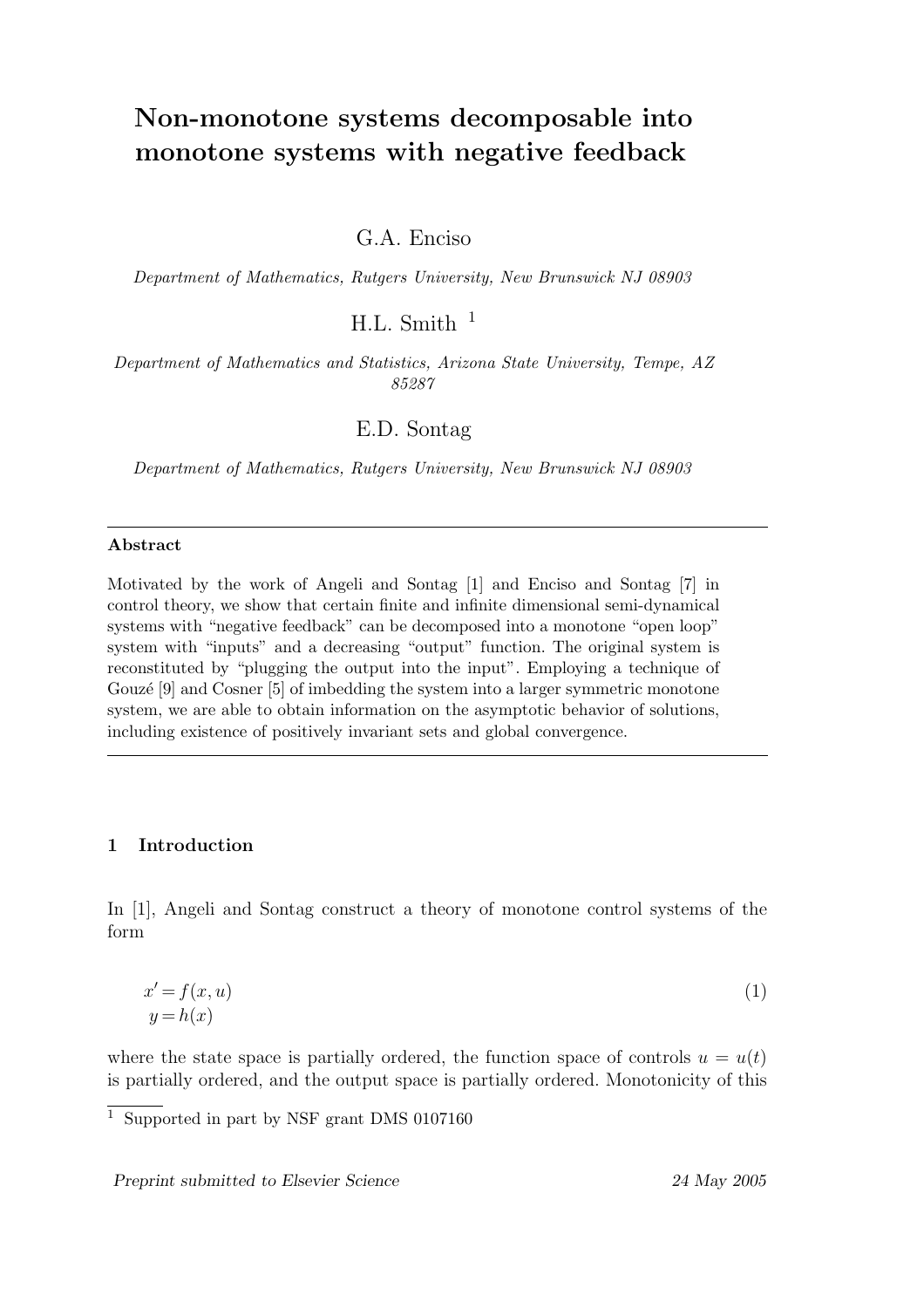# Non-monotone systems decomposable into monotone systems with negative feedback

G.A. Enciso

*Department of Mathematics, Rutgers University, New Brunswick NJ 08903*

H.L. Smith [1]

*Department of Mathematics and Statistics, Arizona State University, Tempe, AZ 85287*

E.D. Sontag

*Department of Mathematics, Rutgers University, New Brunswick NJ 08903*

---

**Abstract**

Motivated by the work of Angeli and Sontag [1] and Enciso and Sontag [7] in control theory, we show that certain finite and infinite dimensional semi-dynamical systems with "negative feedback" can be decomposed into a monotone "open loop" system with "inputs" and a decreasing "output" function. The original system is reconstituted by "plugging the output into the input". Employing a technique of Gouzé [9] and Cosner [5] of imbedding the system into a larger symmetric monotone system, we are able to obtain information on the asymptotic behavior of solutions, including existence of positively invariant sets and global convergence.

---

## 1 Introduction

In [1], Angeli and Sontag construct a theory of monotone control systems of the form

$$
\begin{aligned}
x' &= f(x, u) \\
y &= h(x)
\end{aligned}
\tag{1}
$$

where the state space is partially ordered, the function space of controls $u = u(t)$ is partially ordered, and the output space is partially ordered. Monotonicity of this

[1] Supported in part by NSF grant DMS 0107160

*Preprint submitted to Elsevier Science* 24 May 2005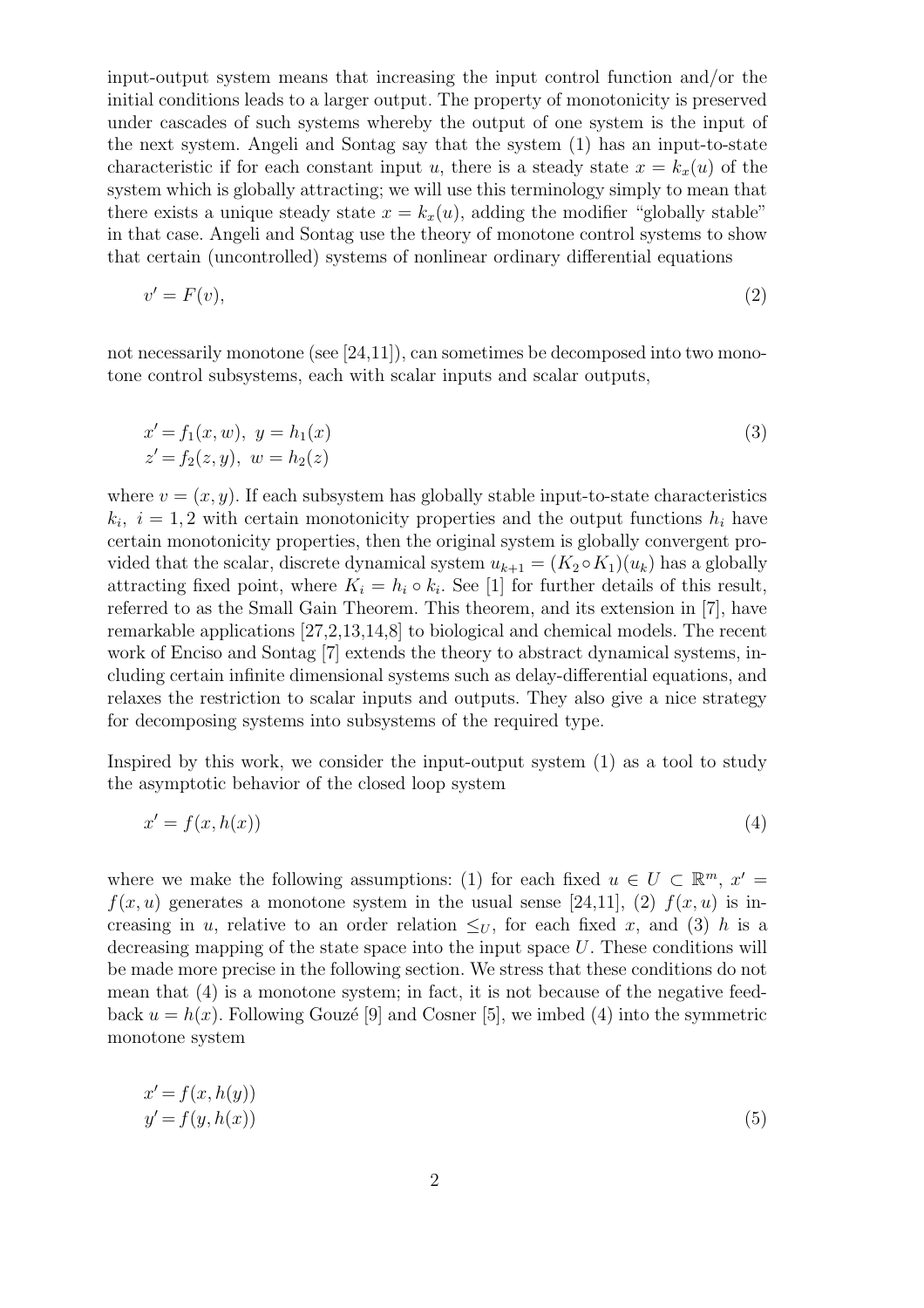input-output system means that increasing the input control function and/or the initial conditions leads to a larger output. The property of monotonicity is preserved under cascades of such systems whereby the output of one system is the input of the next system. Angeli and Sontag say that the system (1) has an input-to-state characteristic if for each constant input $u$, there is a steady state $x = k_x(u)$ of the system which is globally attracting; we will use this terminology simply to mean that there exists a unique steady state $x = k_x(u)$, adding the modifier "globally stable" in that case. Angeli and Sontag use the theory of monotone control systems to show that certain (uncontrolled) systems of nonlinear ordinary differential equations

$$v' = F(v), \tag{2}$$

not necessarily monotone (see [24,11]), can sometimes be decomposed into two monotone control subsystems, each with scalar inputs and scalar outputs,

$$\begin{aligned} x' &= f_1(x, w),\ y = h_1(x) \\ z' &= f_2(z, y),\ w = h_2(z) \end{aligned} \tag{3}$$

where $v = (x, y)$. If each subsystem has globally stable input-to-state characteristics $k_i$, $i = 1, 2$ with certain monotonicity properties and the output functions $h_i$ have certain monotonicity properties, then the original system is globally convergent provided that the scalar, discrete dynamical system $u_{k+1} = (K_2 \circ K_1)(u_k)$ has a globally attracting fixed point, where $K_i = h_i \circ k_i$. See [1] for further details of this result, referred to as the Small Gain Theorem. This theorem, and its extension in [7], have remarkable applications [27,2,13,14,8] to biological and chemical models. The recent work of Enciso and Sontag [7] extends the theory to abstract dynamical systems, including certain infinite dimensional systems such as delay-differential equations, and relaxes the restriction to scalar inputs and outputs. They also give a nice strategy for decomposing systems into subsystems of the required type.

Inspired by this work, we consider the input-output system (1) as a tool to study the asymptotic behavior of the closed loop system

$$x' = f(x, h(x)) \tag{4}$$

where we make the following assumptions: (1) for each fixed $u \in U \subset \mathbb{R}^m$, $x' = f(x, u)$ generates a monotone system in the usual sense [24,11], (2) $f(x, u)$ is increasing in $u$, relative to an order relation $\leq_U$, for each fixed $x$, and (3) $h$ is a decreasing mapping of the state space into the input space $U$. These conditions will be made more precise in the following section. We stress that these conditions do not mean that (4) is a monotone system; in fact, it is not because of the negative feedback $u = h(x)$. Following Gouzé [9] and Cosner [5], we imbed (4) into the symmetric monotone system

$$\begin{aligned} x' &= f(x, h(y)) \\ y' &= f(y, h(x)) \end{aligned} \tag{5}$$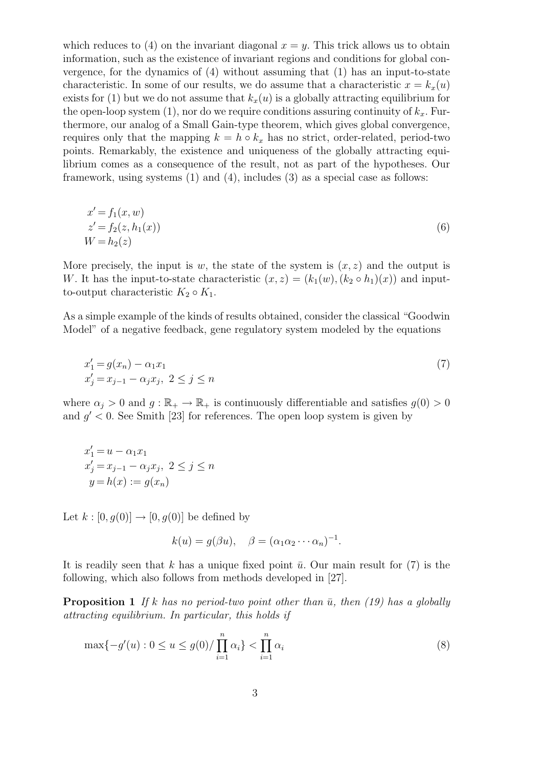which reduces to (4) on the invariant diagonal $x = y$. This trick allows us to obtain information, such as the existence of invariant regions and conditions for global convergence, for the dynamics of (4) without assuming that (1) has an input-to-state characteristic. In some of our results, we do assume that a characteristic $x = k_x(u)$ exists for (1) but we do not assume that $k_x(u)$ is a globally attracting equilibrium for the open-loop system (1), nor do we require conditions assuring continuity of $k_x$. Furthermore, our analog of a Small Gain-type theorem, which gives global convergence, requires only that the mapping $k = h \circ k_x$ has no strict, order-related, period-two points. Remarkably, the existence and uniqueness of the globally attracting equilibrium comes as a consequence of the result, not as part of the hypotheses. Our framework, using systems (1) and (4), includes (3) as a special case as follows:

$$
\begin{aligned}
x' &= f_1(x, w) \\
z' &= f_2(z, h_1(x)) \\
W &= h_2(z)
\end{aligned}
\tag{6}
$$

More precisely, the input is $w$, the state of the system is $(x, z)$ and the output is $W$. It has the input-to-state characteristic $(x, z) = (k_1(w), (k_2 \circ h_1)(x))$ and input-to-output characteristic $K_2 \circ K_1$.

As a simple example of the kinds of results obtained, consider the classical "Goodwin Model" of a negative feedback, gene regulatory system modeled by the equations

$$
\begin{aligned}
x_1' &= g(x_n) - \alpha_1 x_1 \\
x_j' &= x_{j-1} - \alpha_j x_j, \ 2 \leq j \leq n
\end{aligned}
\tag{7}
$$

where $\alpha_j > 0$ and $g : \mathbb{R}_+ \to \mathbb{R}_+$ is continuously differentiable and satisfies $g(0) > 0$ and $g' < 0$. See Smith [23] for references. The open loop system is given by

$$
\begin{aligned}
x_1' &= u - \alpha_1 x_1 \\
x_j' &= x_{j-1} - \alpha_j x_j, \ 2 \leq j \leq n \\
y &= h(x) := g(x_n)
\end{aligned}
$$

Let $k : [0, g(0)] \to [0, g(0)]$ be defined by

$$
k(u) = g(\beta u), \quad \beta = (\alpha_1 \alpha_2 \cdots \alpha_n)^{-1}.
$$

It is readily seen that $k$ has a unique fixed point $\bar{u}$. Our main result for (7) is the following, which also follows from methods developed in [27].

**Proposition 1** *If $k$ has no period-two point other than $\bar{u}$, then (19) has a globally attracting equilibrium. In particular, this holds if*

$$
\max\{-g'(u) : 0 \leq u \leq g(0)/\prod_{i=1}^{n} \alpha_i\} < \prod_{i=1}^{n} \alpha_i
\tag{8}
$$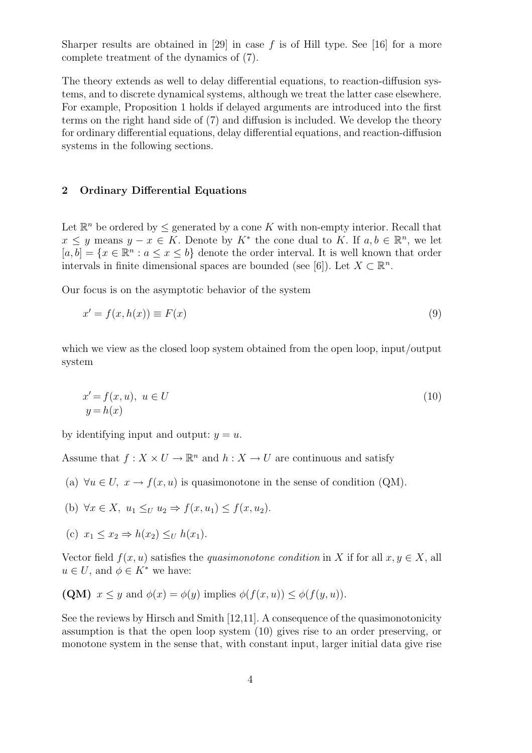Sharper results are obtained in [29] in case $f$ is of Hill type. See [16] for a more complete treatment of the dynamics of (7).

The theory extends as well to delay differential equations, to reaction-diffusion systems, and to discrete dynamical systems, although we treat the latter case elsewhere. For example, Proposition 1 holds if delayed arguments are introduced into the first terms on the right hand side of (7) and diffusion is included. We develop the theory for ordinary differential equations, delay differential equations, and reaction-diffusion systems in the following sections.

## 2 Ordinary Differential Equations

Let $\mathbb{R}^n$ be ordered by $\leq$ generated by a cone $K$ with non-empty interior. Recall that $x \leq y$ means $y - x \in K$. Denote by $K^*$ the cone dual to $K$. If $a, b \in \mathbb{R}^n$, we let $[a, b] = \{x \in \mathbb{R}^n : a \leq x \leq b\}$ denote the order interval. It is well known that order intervals in finite dimensional spaces are bounded (see [6]). Let $X \subset \mathbb{R}^n$.

Our focus is on the asymptotic behavior of the system

$$x' = f(x, h(x)) \equiv F(x) \tag{9}$$

which we view as the closed loop system obtained from the open loop, input/output system

$$\begin{aligned} x' &= f(x, u), \ u \in U \\ y &= h(x) \end{aligned} \tag{10}$$

by identifying input and output: $y = u$.

Assume that $f : X \times U \to \mathbb{R}^n$ and $h : X \to U$ are continuous and satisfy

(a) $\forall u \in U, \ x \to f(x, u)$ is quasimonotone in the sense of condition (QM).

(b) $\forall x \in X, \ u_1 \leq_U u_2 \Rightarrow f(x, u_1) \leq f(x, u_2)$.

(c) $x_1 \leq x_2 \Rightarrow h(x_2) \leq_U h(x_1)$.

Vector field $f(x, u)$ satisfies the *quasimonotone condition* in $X$ if for all $x, y \in X$, all $u \in U$, and $\phi \in K^*$ we have:

**(QM)** $x \leq y$ and $\phi(x) = \phi(y)$ implies $\phi(f(x, u)) \leq \phi(f(y, u))$.

See the reviews by Hirsch and Smith [12,11]. A consequence of the quasimonotonicity assumption is that the open loop system (10) gives rise to an order preserving, or monotone system in the sense that, with constant input, larger initial data give rise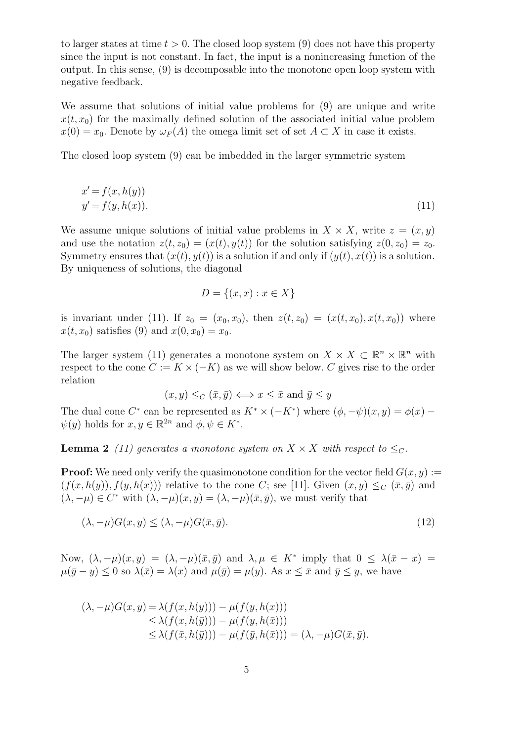to larger states at time $t > 0$. The closed loop system (9) does not have this property since the input is not constant. In fact, the input is a nonincreasing function of the output. In this sense, (9) is decomposable into the monotone open loop system with negative feedback.

We assume that solutions of initial value problems for (9) are unique and write $x(t, x_0)$ for the maximally defined solution of the associated initial value problem $x(0) = x_0$. Denote by $\omega_F(A)$ the omega limit set of set $A \subset X$ in case it exists.

The closed loop system (9) can be imbedded in the larger symmetric system

$$
\begin{aligned}
x' &= f(x, h(y)) \\
y' &= f(y, h(x)).
\end{aligned}
\tag{11}
$$

We assume unique solutions of initial value problems in $X \times X$, write $z = (x, y)$ and use the notation $z(t, z_0) = (x(t), y(t))$ for the solution satisfying $z(0, z_0) = z_0$. Symmetry ensures that $(x(t), y(t))$ is a solution if and only if $(y(t), x(t))$ is a solution. By uniqueness of solutions, the diagonal

$$
D = \{(x, x) : x \in X\}
$$

is invariant under (11). If $z_0 = (x_0, x_0)$, then $z(t, z_0) = (x(t, x_0), x(t, x_0))$ where $x(t, x_0)$ satisfies (9) and $x(0, x_0) = x_0$.

The larger system (11) generates a monotone system on $X \times X \subset \mathbb{R}^n \times \mathbb{R}^n$ with respect to the cone $C := K \times (-K)$ as we will show below. $C$ gives rise to the order relation

$$
(x, y) \leq_C (\bar{x}, \bar{y}) \Longleftrightarrow x \leq \bar{x} \text{ and } \bar{y} \leq y
$$

The dual cone $C^*$ can be represented as $K^* \times (-K^*)$ where $(\phi, -\psi)(x, y) = \phi(x) - \psi(y)$ holds for $x, y \in \mathbb{R}^{2n}$ and $\phi, \psi \in K^*$.

**Lemma 2** *(11) generates a monotone system on $X \times X$ with respect to $\leq_C$.*

**Proof:** We need only verify the quasimonotone condition for the vector field $G(x, y) := (f(x, h(y)), f(y, h(x)))$ relative to the cone $C$; see [11]. Given $(x, y) \leq_C (\bar{x}, \bar{y})$ and $(\lambda, -\mu) \in C^*$ with $(\lambda, -\mu)(x, y) = (\lambda, -\mu)(\bar{x}, \bar{y})$, we must verify that

$$
(\lambda, -\mu)G(x, y) \leq (\lambda, -\mu)G(\bar{x}, \bar{y}).
\tag{12}
$$

Now, $(\lambda, -\mu)(x, y) = (\lambda, -\mu)(\bar{x}, \bar{y})$ and $\lambda, \mu \in K^*$ imply that $0 \leq \lambda(\bar{x} - x) = \mu(\bar{y} - y) \leq 0$ so $\lambda(\bar{x}) = \lambda(x)$ and $\mu(\bar{y}) = \mu(y)$. As $x \leq \bar{x}$ and $\bar{y} \leq y$, we have

$$
\begin{aligned}
(\lambda, -\mu)G(x, y) &= \lambda(f(x, h(y))) - \mu(f(y, h(x))) \\
&\leq \lambda(f(x, h(\bar{y}))) - \mu(f(y, h(\bar{x}))) \\
&\leq \lambda(f(\bar{x}, h(\bar{y}))) - \mu(f(\bar{y}, h(\bar{x}))) = (\lambda, -\mu)G(\bar{x}, \bar{y}).
\end{aligned}
$$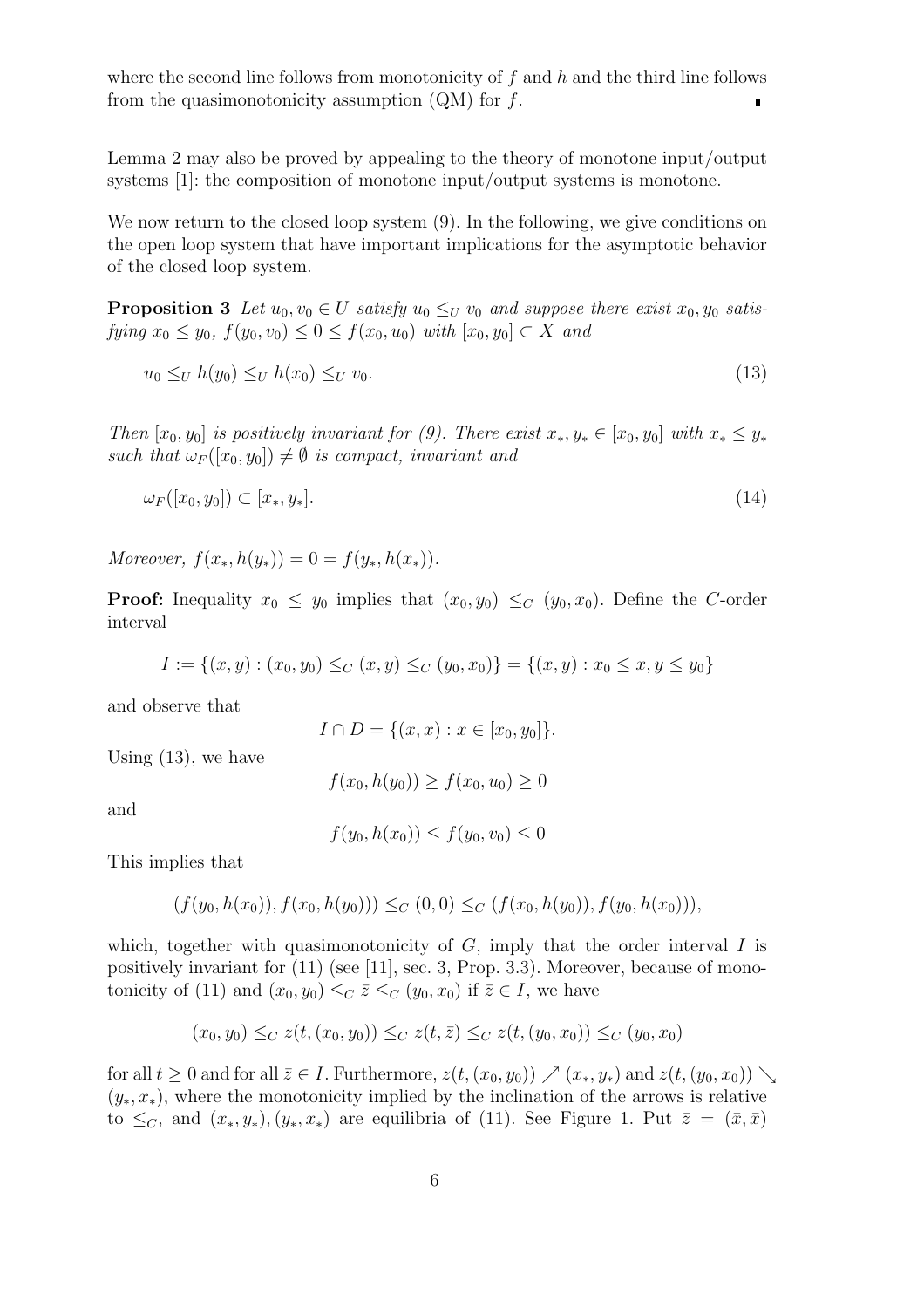where the second line follows from monotonicity of $f$ and $h$ and the third line follows from the quasimonotonicity assumption (QM) for $f$. ∎

Lemma 2 may also be proved by appealing to the theory of monotone input/output systems [1]: the composition of monotone input/output systems is monotone.

We now return to the closed loop system (9). In the following, we give conditions on the open loop system that have important implications for the asymptotic behavior of the closed loop system.

**Proposition 3** *Let $u_0, v_0 \in U$ satisfy $u_0 \leq_U v_0$ and suppose there exist $x_0, y_0$ satisfying $x_0 \leq y_0$, $f(y_0, v_0) \leq 0 \leq f(x_0, u_0)$ with $[x_0, y_0] \subset X$ and*

$$u_0 \leq_U h(y_0) \leq_U h(x_0) \leq_U v_0. \tag{13}$$

*Then $[x_0, y_0]$ is positively invariant for (9). There exist $x_*, y_* \in [x_0, y_0]$ with $x_* \leq y_*$ such that $\omega_F([x_0, y_0]) \neq \emptyset$ is compact, invariant and*

$$\omega_F([x_0, y_0]) \subset [x_*, y_*]. \tag{14}$$

*Moreover, $f(x_*, h(y_*)) = 0 = f(y_*, h(x_*))$.*

**Proof:** Inequality $x_0 \leq y_0$ implies that $(x_0, y_0) \leq_C (y_0, x_0)$. Define the $C$-order interval

$$I := \{(x, y) : (x_0, y_0) \leq_C (x, y) \leq_C (y_0, x_0)\} = \{(x, y) : x_0 \leq x, y \leq y_0\}$$

and observe that

$$I \cap D = \{(x, x) : x \in [x_0, y_0]\}.$$

Using (13), we have

$$f(x_0, h(y_0)) \geq f(x_0, u_0) \geq 0$$

and

$$f(y_0, h(x_0)) \leq f(y_0, v_0) \leq 0$$

This implies that

$$(f(y_0, h(x_0)), f(x_0, h(y_0))) \leq_C (0, 0) \leq_C (f(x_0, h(y_0)), f(y_0, h(x_0))),$$

which, together with quasimonotonicity of $G$, imply that the order interval $I$ is positively invariant for (11) (see [11], sec. 3, Prop. 3.3). Moreover, because of monotonicity of (11) and $(x_0, y_0) \leq_C \bar{z} \leq_C (y_0, x_0)$ if $\bar{z} \in I$, we have

$$(x_0, y_0) \leq_C z(t, (x_0, y_0)) \leq_C z(t, \bar{z}) \leq_C z(t, (y_0, x_0)) \leq_C (y_0, x_0)$$

for all $t \geq 0$ and for all $\bar{z} \in I$. Furthermore, $z(t, (x_0, y_0)) \nearrow (x_*, y_*)$ and $z(t, (y_0, x_0)) \searrow (y_*, x_*)$, where the monotonicity implied by the inclination of the arrows is relative to $\leq_C$, and $(x_*, y_*), (y_*, x_*)$ are equilibria of (11). See Figure 1. Put $\bar{z} = (\bar{x}, \bar{x})$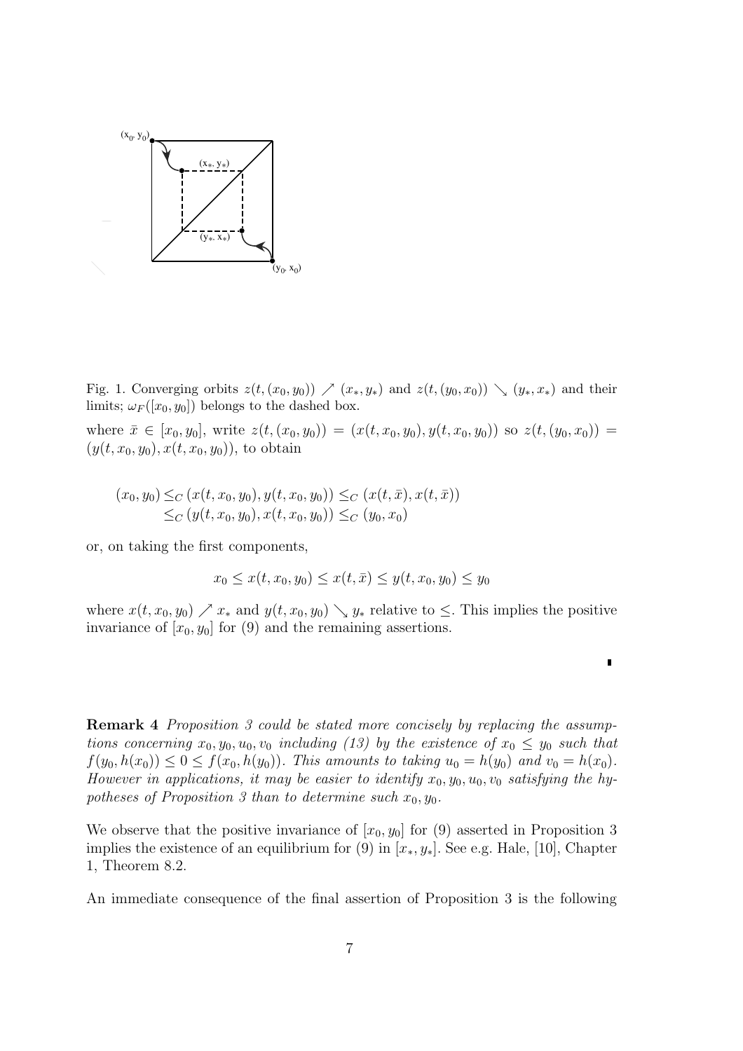Fig. 1. Converging orbits $z(t,(x_0,y_0)) \nearrow (x_*,y_*)$ and $z(t,(y_0,x_0)) \searrow (y_*,x_*)$ and their limits; $\omega_F([x_0,y_0])$ belongs to the dashed box.

where $\bar{x} \in [x_0, y_0]$, write $z(t,(x_0,y_0)) = (x(t,x_0,y_0), y(t,x_0,y_0))$ so $z(t,(y_0,x_0)) = (y(t,x_0,y_0), x(t,x_0,y_0))$, to obtain

$$
\begin{aligned}
(x_0,y_0) &\leq_C (x(t,x_0,y_0), y(t,x_0,y_0)) \leq_C (x(t,\bar{x}), x(t,\bar{x})) \\
&\leq_C (y(t,x_0,y_0), x(t,x_0,y_0)) \leq_C (y_0,x_0)
\end{aligned}
$$

or, on taking the first components,

$$
x_0 \leq x(t,x_0,y_0) \leq x(t,\bar{x}) \leq y(t,x_0,y_0) \leq y_0
$$

where $x(t,x_0,y_0) \nearrow x_*$ and $y(t,x_0,y_0) \searrow y_*$ relative to $\leq$. This implies the positive invariance of $[x_0,y_0]$ for (9) and the remaining assertions.

∎

**Remark 4** *Proposition 3 could be stated more concisely by replacing the assumptions concerning $x_0, y_0, u_0, v_0$ including (13) by the existence of $x_0 \leq y_0$ such that $f(y_0, h(x_0)) \leq 0 \leq f(x_0, h(y_0))$. This amounts to taking $u_0 = h(y_0)$ and $v_0 = h(x_0)$. However in applications, it may be easier to identify $x_0, y_0, u_0, v_0$ satisfying the hypotheses of Proposition 3 than to determine such $x_0, y_0$.*

We observe that the positive invariance of $[x_0,y_0]$ for (9) asserted in Proposition 3 implies the existence of an equilibrium for (9) in $[x_*,y_*]$. See e.g. Hale, [10], Chapter 1, Theorem 8.2.

An immediate consequence of the final assertion of Proposition 3 is the following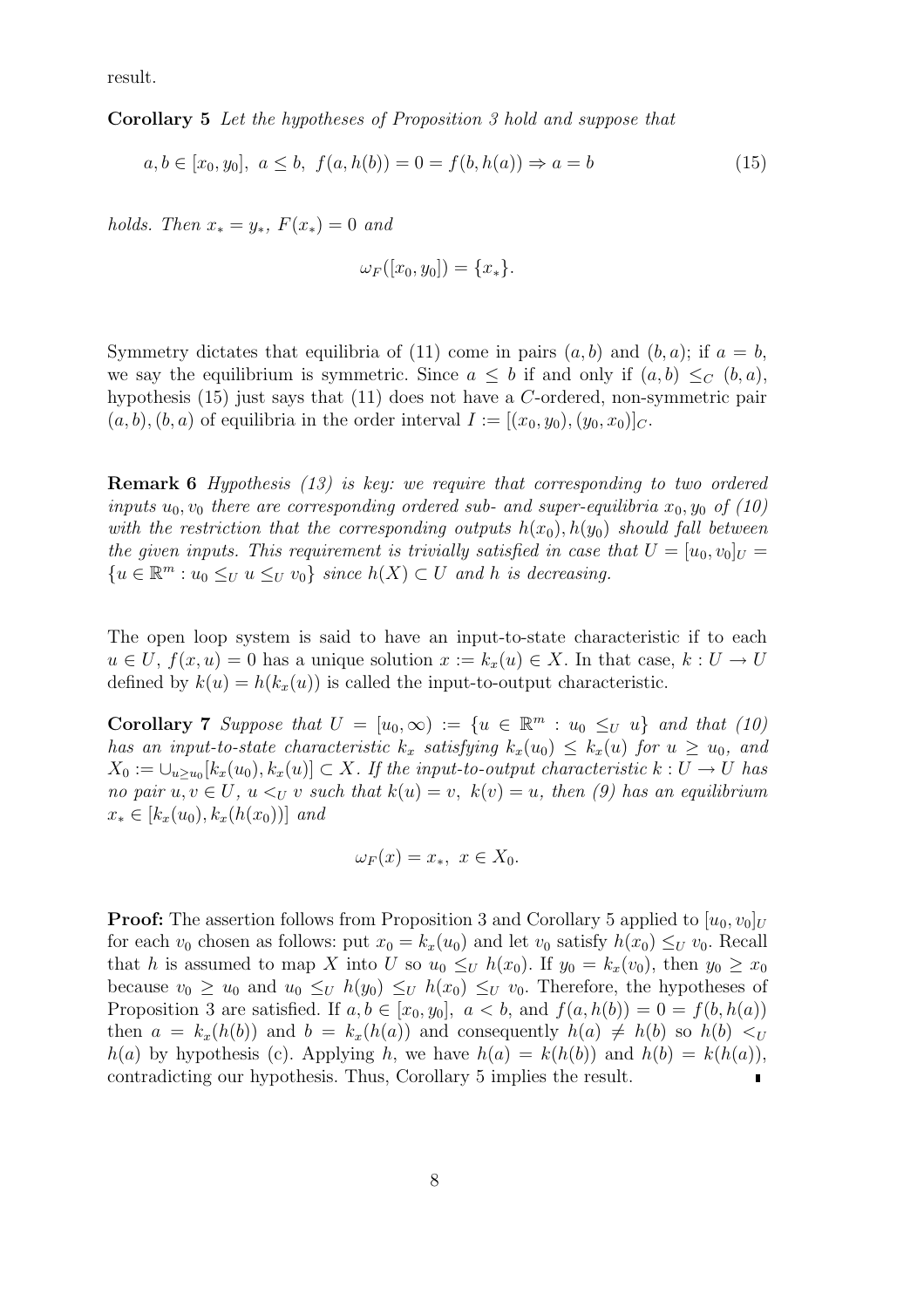result.

**Corollary 5** *Let the hypotheses of Proposition 3 hold and suppose that*

$$a, b \in [x_0, y_0],\ a \leq b,\ f(a, h(b)) = 0 = f(b, h(a)) \Rightarrow a = b \tag{15}$$

*holds. Then $x_* = y_*$, $F(x_*) = 0$ and*

$$\omega_F([x_0, y_0]) = \{x_*\}.$$

Symmetry dictates that equilibria of (11) come in pairs $(a, b)$ and $(b, a)$; if $a = b$, we say the equilibrium is symmetric. Since $a \leq b$ if and only if $(a, b) \leq_C (b, a)$, hypothesis (15) just says that (11) does not have a $C$-ordered, non-symmetric pair $(a, b), (b, a)$ of equilibria in the order interval $I := [(x_0, y_0), (y_0, x_0)]_C$.

**Remark 6** *Hypothesis (13) is key: we require that corresponding to two ordered inputs $u_0, v_0$ there are corresponding ordered sub- and super-equilibria $x_0, y_0$ of (10) with the restriction that the corresponding outputs $h(x_0), h(y_0)$ should fall between the given inputs. This requirement is trivially satisfied in case that $U = [u_0, v_0]_U = \{u \in \mathbb{R}^m : u_0 \leq_U u \leq_U v_0\}$ since $h(X) \subset U$ and $h$ is decreasing.*

The open loop system is said to have an input-to-state characteristic if to each $u \in U$, $f(x, u) = 0$ has a unique solution $x := k_x(u) \in X$. In that case, $k : U \to U$ defined by $k(u) = h(k_x(u))$ is called the input-to-output characteristic.

**Corollary 7** *Suppose that $U = [u_0, \infty) := \{u \in \mathbb{R}^m : u_0 \leq_U u\}$ and that (10) has an input-to-state characteristic $k_x$ satisfying $k_x(u_0) \leq k_x(u)$ for $u \geq u_0$, and $X_0 := \cup_{u \geq u_0}[k_x(u_0), k_x(u)] \subset X$. If the input-to-output characteristic $k : U \to U$ has no pair $u, v \in U$, $u <_U v$ such that $k(u) = v$, $k(v) = u$, then (9) has an equilibrium $x_* \in [k_x(u_0), k_x(h(x_0))]$ and*

$$\omega_F(x) = x_*,\ x \in X_0.$$

**Proof:** The assertion follows from Proposition 3 and Corollary 5 applied to $[u_0, v_0]_U$ for each $v_0$ chosen as follows: put $x_0 = k_x(u_0)$ and let $v_0$ satisfy $h(x_0) \leq_U v_0$. Recall that $h$ is assumed to map $X$ into $U$ so $u_0 \leq_U h(x_0)$. If $y_0 = k_x(v_0)$, then $y_0 \geq x_0$ because $v_0 \geq u_0$ and $u_0 \leq_U h(y_0) \leq_U h(x_0) \leq_U v_0$. Therefore, the hypotheses of Proposition 3 are satisfied. If $a, b \in [x_0, y_0]$, $a < b$, and $f(a, h(b)) = 0 = f(b, h(a))$ then $a = k_x(h(b))$ and $b = k_x(h(a))$ and consequently $h(a) \neq h(b)$ so $h(b) <_U h(a)$ by hypothesis (c). Applying $h$, we have $h(a) = k(h(b))$ and $h(b) = k(h(a))$, contradicting our hypothesis. Thus, Corollary 5 implies the result. ∎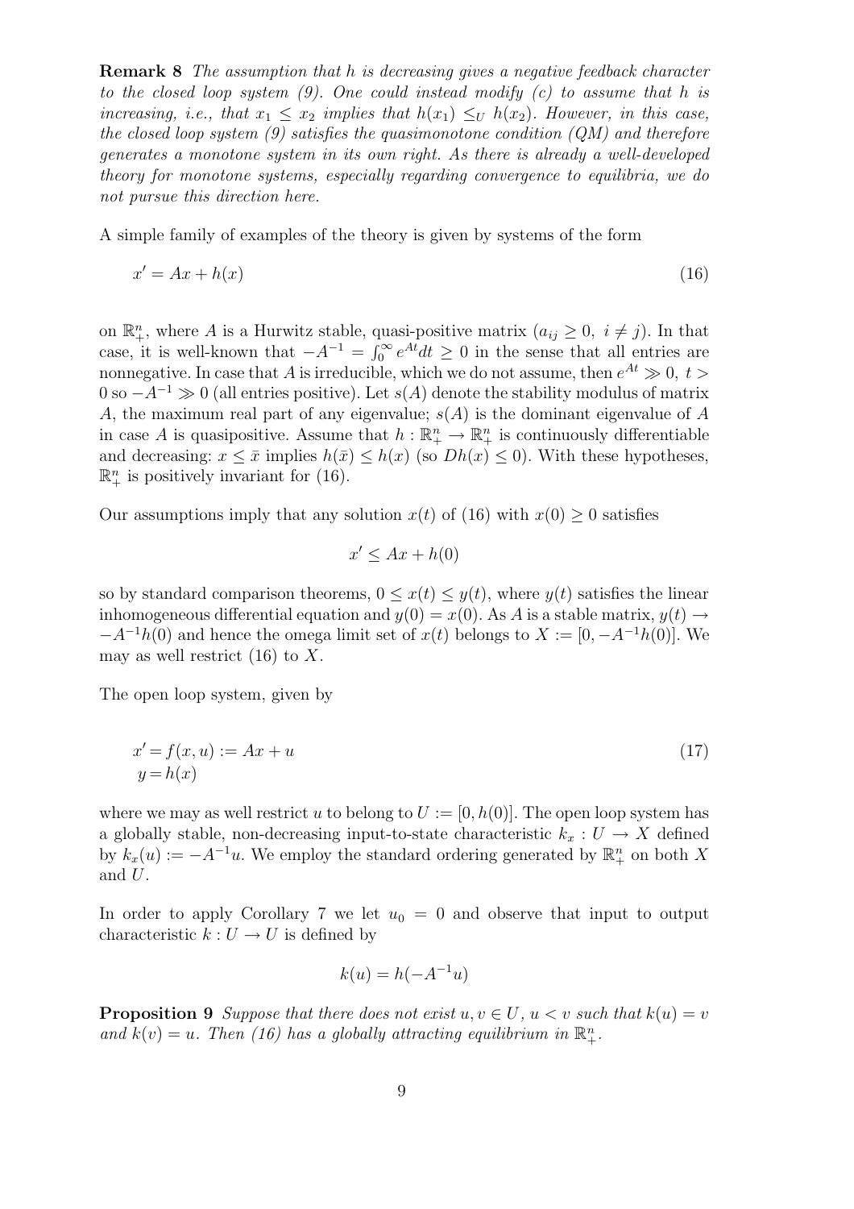**Remark 8** *The assumption that $h$ is decreasing gives a negative feedback character to the closed loop system (9). One could instead modify (c) to assume that $h$ is increasing, i.e., that $x_1 \leq x_2$ implies that $h(x_1) \leq_U h(x_2)$. However, in this case, the closed loop system (9) satisfies the quasimonotone condition (QM) and therefore generates a monotone system in its own right. As there is already a well-developed theory for monotone systems, especially regarding convergence to equilibria, we do not pursue this direction here.*

A simple family of examples of the theory is given by systems of the form

$$x' = Ax + h(x) \tag{16}$$

on $\mathbb{R}^n_+$, where $A$ is a Hurwitz stable, quasi-positive matrix ($a_{ij} \geq 0,\ i \neq j$). In that case, it is well-known that $-A^{-1} = \int_0^\infty e^{At} dt \geq 0$ in the sense that all entries are nonnegative. In case that $A$ is irreducible, which we do not assume, then $e^{At} \gg 0,\ t > 0$ so $-A^{-1} \gg 0$ (all entries positive). Let $s(A)$ denote the stability modulus of matrix $A$, the maximum real part of any eigenvalue; $s(A)$ is the dominant eigenvalue of $A$ in case $A$ is quasipositive. Assume that $h : \mathbb{R}^n_+ \to \mathbb{R}^n_+$ is continuously differentiable and decreasing: $x \leq \bar{x}$ implies $h(\bar{x}) \leq h(x)$ (so $Dh(x) \leq 0$). With these hypotheses, $\mathbb{R}^n_+$ is positively invariant for (16).

Our assumptions imply that any solution $x(t)$ of (16) with $x(0) \geq 0$ satisfies

$$x' \leq Ax + h(0)$$

so by standard comparison theorems, $0 \leq x(t) \leq y(t)$, where $y(t)$ satisfies the linear inhomogeneous differential equation and $y(0) = x(0)$. As $A$ is a stable matrix, $y(t) \to -A^{-1}h(0)$ and hence the omega limit set of $x(t)$ belongs to $X := [0, -A^{-1}h(0)]$. We may as well restrict (16) to $X$.

The open loop system, given by

$$\begin{aligned} x' &= f(x,u) := Ax + u \\ y &= h(x) \end{aligned} \tag{17}$$

where we may as well restrict $u$ to belong to $U := [0, h(0)]$. The open loop system has a globally stable, non-decreasing input-to-state characteristic $k_x : U \to X$ defined by $k_x(u) := -A^{-1}u$. We employ the standard ordering generated by $\mathbb{R}^n_+$ on both $X$ and $U$.

In order to apply Corollary 7 we let $u_0 = 0$ and observe that input to output characteristic $k : U \to U$ is defined by

$$k(u) = h(-A^{-1}u)$$

**Proposition 9** *Suppose that there does not exist $u, v \in U$, $u < v$ such that $k(u) = v$ and $k(v) = u$. Then (16) has a globally attracting equilibrium in $\mathbb{R}^n_+$.*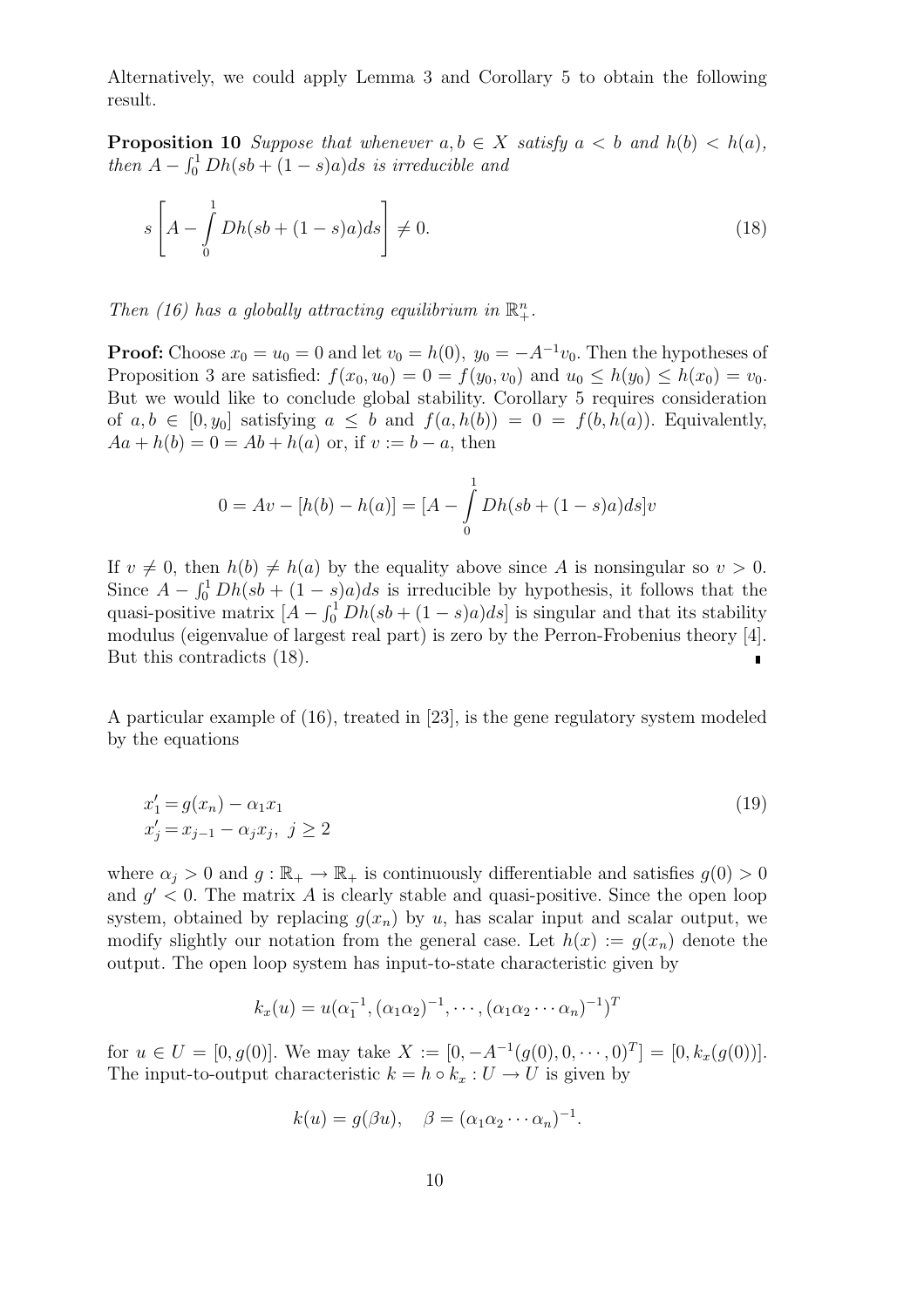Alternatively, we could apply Lemma 3 and Corollary 5 to obtain the following result.

**Proposition 10** *Suppose that whenever $a, b \in X$ satisfy $a < b$ and $h(b) < h(a)$, then $A - \int_0^1 Dh(sb + (1-s)a)ds$ is irreducible and*

$$s\left[A - \int_0^1 Dh(sb + (1-s)a)ds\right] \neq 0. \tag{18}$$

*Then (16) has a globally attracting equilibrium in $\mathbb{R}^n_+$.*

**Proof:** Choose $x_0 = u_0 = 0$ and let $v_0 = h(0)$, $y_0 = -A^{-1}v_0$. Then the hypotheses of Proposition 3 are satisfied: $f(x_0, u_0) = 0 = f(y_0, v_0)$ and $u_0 \leq h(y_0) \leq h(x_0) = v_0$. But we would like to conclude global stability. Corollary 5 requires consideration of $a, b \in [0, y_0]$ satisfying $a \leq b$ and $f(a, h(b)) = 0 = f(b, h(a))$. Equivalently, $Aa + h(b) = 0 = Ab + h(a)$ or, if $v := b - a$, then

$$0 = Av - [h(b) - h(a)] = [A - \int_0^1 Dh(sb + (1-s)a)ds]v$$

If $v \neq 0$, then $h(b) \neq h(a)$ by the equality above since $A$ is nonsingular so $v > 0$. Since $A - \int_0^1 Dh(sb + (1-s)a)ds$ is irreducible by hypothesis, it follows that the quasi-positive matrix $[A - \int_0^1 Dh(sb + (1-s)a)ds]$ is singular and that its stability modulus (eigenvalue of largest real part) is zero by the Perron-Frobenius theory [4]. But this contradicts (18). ∎

A particular example of (16), treated in [23], is the gene regulatory system modeled by the equations

$$\begin{aligned} x_1' &= g(x_n) - \alpha_1 x_1 \\ x_j' &= x_{j-1} - \alpha_j x_j, \; j \geq 2 \end{aligned} \tag{19}$$

where $\alpha_j > 0$ and $g : \mathbb{R}_+ \to \mathbb{R}_+$ is continuously differentiable and satisfies $g(0) > 0$ and $g' < 0$. The matrix $A$ is clearly stable and quasi-positive. Since the open loop system, obtained by replacing $g(x_n)$ by $u$, has scalar input and scalar output, we modify slightly our notation from the general case. Let $h(x) := g(x_n)$ denote the output. The open loop system has input-to-state characteristic given by

$$k_x(u) = u(\alpha_1^{-1}, (\alpha_1\alpha_2)^{-1}, \cdots, (\alpha_1\alpha_2\cdots\alpha_n)^{-1})^T$$

for $u \in U = [0, g(0)]$. We may take $X := [0, -A^{-1}(g(0), 0, \cdots, 0)^T] = [0, k_x(g(0))]$. The input-to-output characteristic $k = h \circ k_x : U \to U$ is given by

$$k(u) = g(\beta u), \quad \beta = (\alpha_1\alpha_2\cdots\alpha_n)^{-1}.$$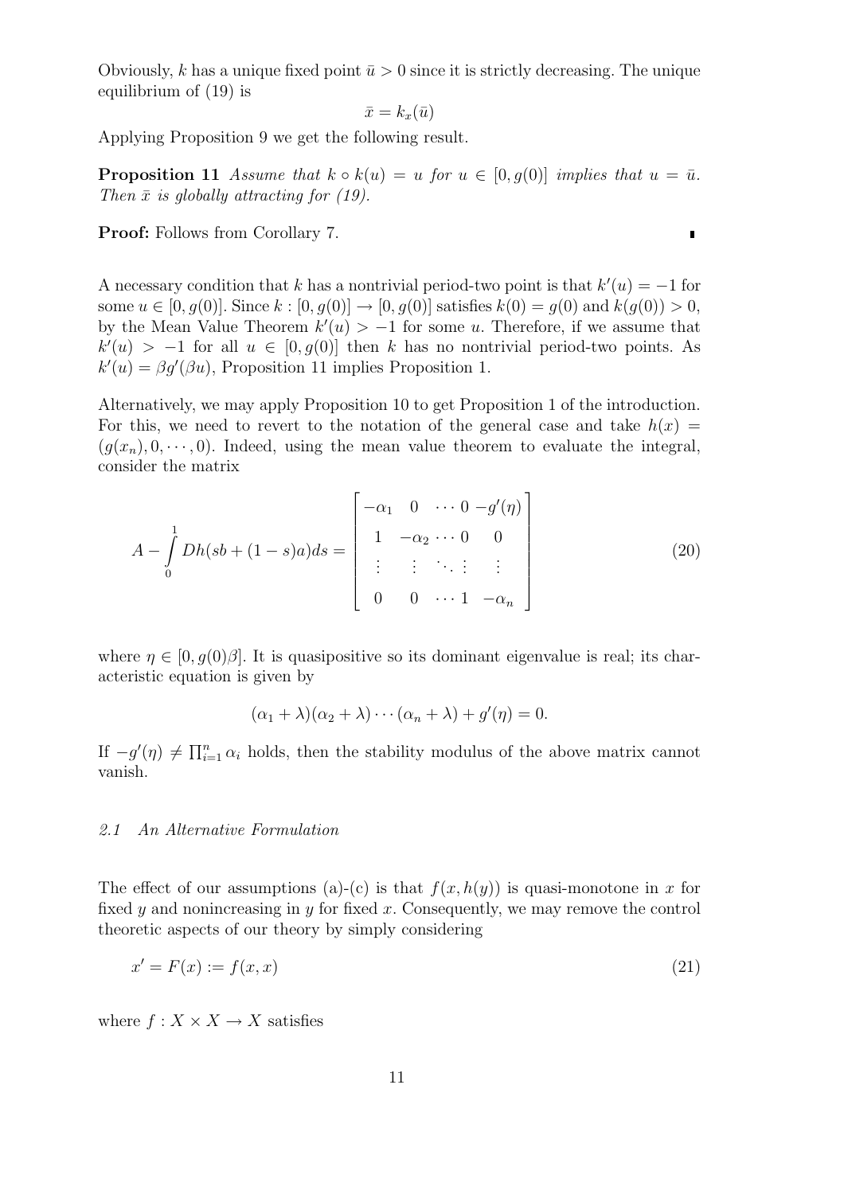Obviously, $k$ has a unique fixed point $\bar{u} > 0$ since it is strictly decreasing. The unique equilibrium of (19) is

$$\bar{x} = k_x(\bar{u})$$

Applying Proposition 9 we get the following result.

**Proposition 11** *Assume that $k \circ k(u) = u$ for $u \in [0, g(0)]$ implies that $u = \bar{u}$. Then $\bar{x}$ is globally attracting for (19).*

**Proof:** Follows from Corollary 7. ∎

A necessary condition that $k$ has a nontrivial period-two point is that $k'(u) = -1$ for some $u \in [0, g(0)]$. Since $k : [0, g(0)] \to [0, g(0)]$ satisfies $k(0) = g(0)$ and $k(g(0)) > 0$, by the Mean Value Theorem $k'(u) > -1$ for some $u$. Therefore, if we assume that $k'(u) > -1$ for all $u \in [0, g(0)]$ then $k$ has no nontrivial period-two points. As $k'(u) = \beta g'(\beta u)$, Proposition 11 implies Proposition 1.

Alternatively, we may apply Proposition 10 to get Proposition 1 of the introduction. For this, we need to revert to the notation of the general case and take $h(x) = (g(x_n), 0, \cdots, 0)$. Indeed, using the mean value theorem to evaluate the integral, consider the matrix

$$A - \int_0^1 Dh(sb + (1-s)a)ds = \begin{bmatrix} -\alpha_1 & 0 & \cdots & 0 & -g'(\eta) \\ 1 & -\alpha_2 & \cdots & 0 & 0 \\ \vdots & \vdots & \ddots & \vdots & \vdots \\ 0 & 0 & \cdots & 1 & -\alpha_n \end{bmatrix} \tag{20}$$

where $\eta \in [0, g(0)\beta]$. It is quasipositive so its dominant eigenvalue is real; its characteristic equation is given by

$$(\alpha_1 + \lambda)(\alpha_2 + \lambda) \cdots (\alpha_n + \lambda) + g'(\eta) = 0.$$

If $-g'(\eta) \neq \prod_{i=1}^n \alpha_i$ holds, then the stability modulus of the above matrix cannot vanish.

### 2.1 An Alternative Formulation

The effect of our assumptions (a)-(c) is that $f(x, h(y))$ is quasi-monotone in $x$ for fixed $y$ and nonincreasing in $y$ for fixed $x$. Consequently, we may remove the control theoretic aspects of our theory by simply considering

$$x' = F(x) := f(x, x) \tag{21}$$

where $f : X \times X \to X$ satisfies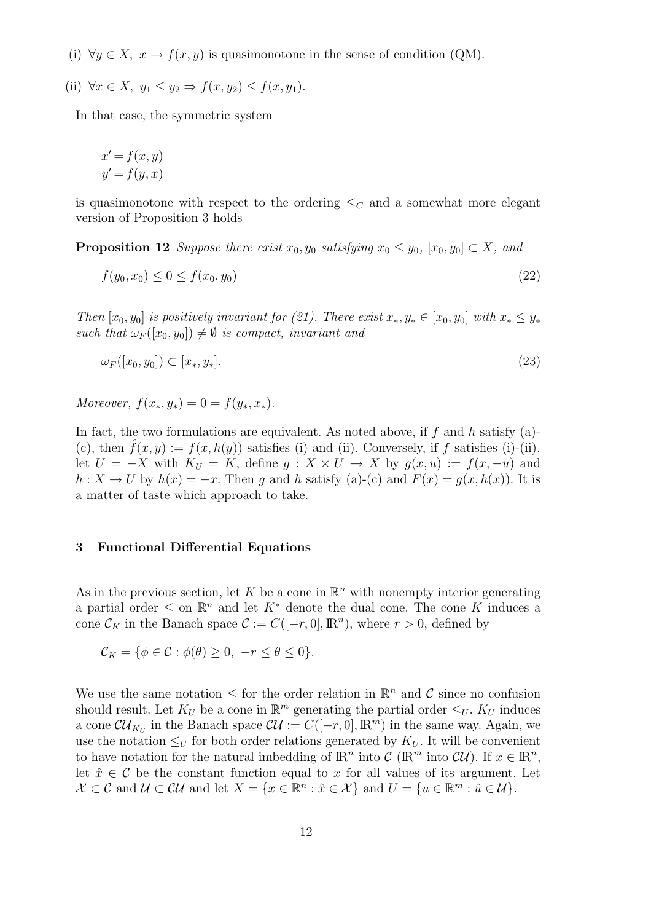(i) $\forall y \in X,\ x \to f(x,y)$ is quasimonotone in the sense of condition (QM).

(ii) $\forall x \in X,\ y_1 \le y_2 \Rightarrow f(x,y_2) \le f(x,y_1)$.

In that case, the symmetric system

$$
\begin{aligned}
x' &= f(x,y) \\
y' &= f(y,x)
\end{aligned}
$$

is quasimonotone with respect to the ordering $\le_C$ and a somewhat more elegant version of Proposition 3 holds

**Proposition 12** *Suppose there exist $x_0, y_0$ satisfying $x_0 \le y_0$, $[x_0, y_0] \subset X$, and*

$$
f(y_0, x_0) \le 0 \le f(x_0, y_0) \tag{22}
$$

*Then $[x_0, y_0]$ is positively invariant for (21). There exist $x_*, y_* \in [x_0, y_0]$ with $x_* \le y_*$ such that $\omega_F([x_0, y_0]) \ne \emptyset$ is compact, invariant and*

$$
\omega_F([x_0, y_0]) \subset [x_*, y_*]. \tag{23}
$$

*Moreover, $f(x_*, y_*) = 0 = f(y_*, x_*)$.*

In fact, the two formulations are equivalent. As noted above, if $f$ and $h$ satisfy (a)-(c), then $\hat{f}(x,y) := f(x, h(y))$ satisfies (i) and (ii). Conversely, if $f$ satisfies (i)-(ii), let $U = -X$ with $K_U = K$, define $g : X \times U \to X$ by $g(x,u) := f(x, -u)$ and $h : X \to U$ by $h(x) = -x$. Then $g$ and $h$ satisfy (a)-(c) and $F(x) = g(x, h(x))$. It is a matter of taste which approach to take.

## 3 Functional Differential Equations

As in the previous section, let $K$ be a cone in $\mathbb{R}^n$ with nonempty interior generating a partial order $\le$ on $\mathbb{R}^n$ and let $K^*$ denote the dual cone. The cone $K$ induces a cone $\mathcal{C}_K$ in the Banach space $\mathcal{C} := C([-r,0], \mathbb{R}^n)$, where $r > 0$, defined by

$$
\mathcal{C}_K = \{\phi \in \mathcal{C} : \phi(\theta) \ge 0,\ -r \le \theta \le 0\}.
$$

We use the same notation $\le$ for the order relation in $\mathbb{R}^n$ and $\mathcal{C}$ since no confusion should result. Let $K_U$ be a cone in $\mathbb{R}^m$ generating the partial order $\le_U$. $K_U$ induces a cone $\mathcal{CU}_{K_U}$ in the Banach space $\mathcal{CU} := C([-r,0], \mathbb{R}^m)$ in the same way. Again, we use the notation $\le_U$ for both order relations generated by $K_U$. It will be convenient to have notation for the natural imbedding of $\mathbb{R}^n$ into $\mathcal{C}$ ($\mathbb{R}^m$ into $\mathcal{CU}$). If $x \in \mathbb{R}^n$, let $\hat{x} \in \mathcal{C}$ be the constant function equal to $x$ for all values of its argument. Let $\mathcal{X} \subset \mathcal{C}$ and $\mathcal{U} \subset \mathcal{CU}$ and let $X = \{x \in \mathbb{R}^n : \hat{x} \in \mathcal{X}\}$ and $U = \{u \in \mathbb{R}^m : \hat{u} \in \mathcal{U}\}$.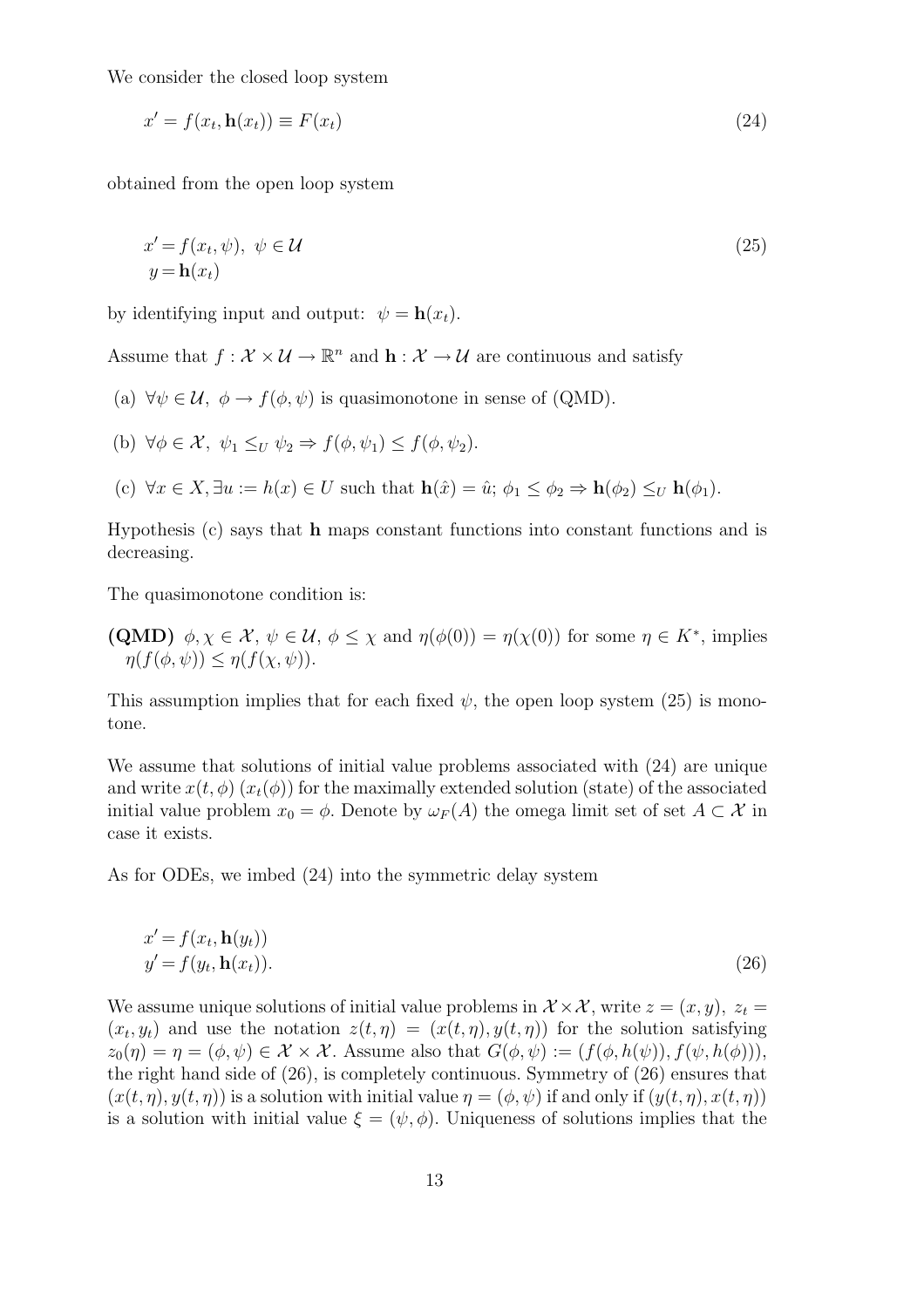We consider the closed loop system

$$x' = f(x_t, \mathbf{h}(x_t)) \equiv F(x_t) \tag{24}$$

obtained from the open loop system

$$\begin{aligned} x' &= f(x_t, \psi), \ \psi \in \mathcal{U} \\ y &= \mathbf{h}(x_t) \end{aligned} \tag{25}$$

by identifying input and output: $\psi = \mathbf{h}(x_t)$.

Assume that $f : \mathcal{X} \times \mathcal{U} \to \mathbb{R}^n$ and $\mathbf{h} : \mathcal{X} \to \mathcal{U}$ are continuous and satisfy

(a) $\forall \psi \in \mathcal{U}, \ \phi \to f(\phi, \psi)$ is quasimonotone in sense of (QMD).

(b) $\forall \phi \in \mathcal{X}, \ \psi_1 \leq_U \psi_2 \Rightarrow f(\phi, \psi_1) \leq f(\phi, \psi_2)$.

(c) $\forall x \in X, \exists u := h(x) \in U$ such that $\mathbf{h}(\hat{x}) = \hat{u}$; $\phi_1 \leq \phi_2 \Rightarrow \mathbf{h}(\phi_2) \leq_U \mathbf{h}(\phi_1)$.

Hypothesis (c) says that $\mathbf{h}$ maps constant functions into constant functions and is decreasing.

The quasimonotone condition is:

**(QMD)** $\phi, \chi \in \mathcal{X}, \ \psi \in \mathcal{U}, \ \phi \leq \chi$ and $\eta(\phi(0)) = \eta(\chi(0))$ for some $\eta \in K^*$, implies $\eta(f(\phi, \psi)) \leq \eta(f(\chi, \psi))$.

This assumption implies that for each fixed $\psi$, the open loop system (25) is monotone.

We assume that solutions of initial value problems associated with (24) are unique and write $x(t, \phi)$ $(x_t(\phi))$ for the maximally extended solution (state) of the associated initial value problem $x_0 = \phi$. Denote by $\omega_F(A)$ the omega limit set of set $A \subset \mathcal{X}$ in case it exists.

As for ODEs, we imbed (24) into the symmetric delay system

$$\begin{aligned} x' &= f(x_t, \mathbf{h}(y_t)) \\ y' &= f(y_t, \mathbf{h}(x_t)). \end{aligned} \tag{26}$$

We assume unique solutions of initial value problems in $\mathcal{X} \times \mathcal{X}$, write $z = (x, y), \ z_t = (x_t, y_t)$ and use the notation $z(t, \eta) = (x(t, \eta), y(t, \eta))$ for the solution satisfying $z_0(\eta) = \eta = (\phi, \psi) \in \mathcal{X} \times \mathcal{X}$. Assume also that $G(\phi, \psi) := (f(\phi, h(\psi)), f(\psi, h(\phi)))$, the right hand side of (26), is completely continuous. Symmetry of (26) ensures that $(x(t, \eta), y(t, \eta))$ is a solution with initial value $\eta = (\phi, \psi)$ if and only if $(y(t, \eta), x(t, \eta))$ is a solution with initial value $\xi = (\psi, \phi)$. Uniqueness of solutions implies that the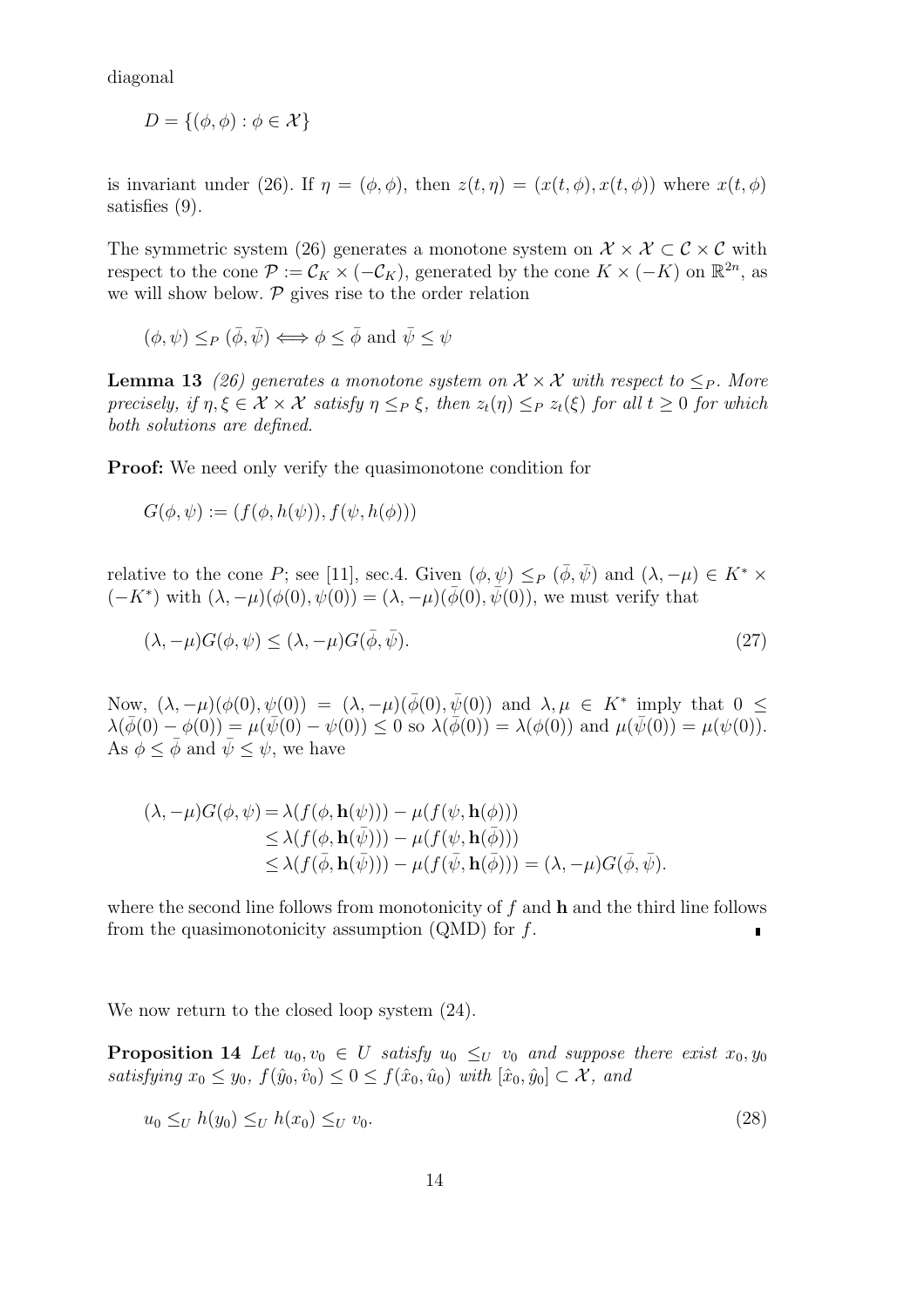diagonal

$$D = \{(\phi, \phi) : \phi \in \mathcal{X}\}$$

is invariant under (26). If $\eta = (\phi, \phi)$, then $z(t, \eta) = (x(t, \phi), x(t, \phi))$ where $x(t, \phi)$ satisfies (9).

The symmetric system (26) generates a monotone system on $\mathcal{X} \times \mathcal{X} \subset \mathcal{C} \times \mathcal{C}$ with respect to the cone $\mathcal{P} := \mathcal{C}_K \times (-\mathcal{C}_K)$, generated by the cone $K \times (-K)$ on $\mathbb{R}^{2n}$, as we will show below. $\mathcal{P}$ gives rise to the order relation

$$(\phi, \psi) \leq_P (\bar{\phi}, \bar{\psi}) \Longleftrightarrow \phi \leq \bar{\phi} \text{ and } \bar{\psi} \leq \psi$$

**Lemma 13** *(26) generates a monotone system on $\mathcal{X} \times \mathcal{X}$ with respect to $\leq_P$. More precisely, if $\eta, \xi \in \mathcal{X} \times \mathcal{X}$ satisfy $\eta \leq_P \xi$, then $z_t(\eta) \leq_P z_t(\xi)$ for all $t \geq 0$ for which both solutions are defined.*

**Proof:** We need only verify the quasimonotone condition for

$$G(\phi, \psi) := (f(\phi, h(\psi)), f(\psi, h(\phi)))$$

relative to the cone $P$; see [11], sec.4. Given $(\phi, \psi) \leq_P (\bar{\phi}, \bar{\psi})$ and $(\lambda, -\mu) \in K^* \times (-K^*)$ with $(\lambda, -\mu)(\phi(0), \psi(0)) = (\lambda, -\mu)(\bar{\phi}(0), \bar{\psi}(0))$, we must verify that

$$(\lambda, -\mu)G(\phi, \psi) \leq (\lambda, -\mu)G(\bar{\phi}, \bar{\psi}). \tag{27}$$

Now, $(\lambda, -\mu)(\phi(0), \psi(0)) = (\lambda, -\mu)(\bar{\phi}(0), \bar{\psi}(0))$ and $\lambda, \mu \in K^*$ imply that $0 \leq \lambda(\bar{\phi}(0) - \phi(0)) = \mu(\bar{\psi}(0) - \psi(0)) \leq 0$ so $\lambda(\bar{\phi}(0)) = \lambda(\phi(0))$ and $\mu(\bar{\psi}(0)) = \mu(\psi(0))$. As $\phi \leq \bar{\phi}$ and $\bar{\psi} \leq \psi$, we have

$$\begin{aligned}
(\lambda, -\mu)G(\phi, \psi) &= \lambda(f(\phi, \mathbf{h}(\psi))) - \mu(f(\psi, \mathbf{h}(\phi))) \\
&\leq \lambda(f(\phi, \mathbf{h}(\bar{\psi}))) - \mu(f(\psi, \mathbf{h}(\bar{\phi}))) \\
&\leq \lambda(f(\bar{\phi}, \mathbf{h}(\bar{\psi}))) - \mu(f(\bar{\psi}, \mathbf{h}(\bar{\phi}))) = (\lambda, -\mu)G(\bar{\phi}, \bar{\psi}).
\end{aligned}$$

where the second line follows from monotonicity of $f$ and $\mathbf{h}$ and the third line follows from the quasimonotonicity assumption (QMD) for $f$. ∎

We now return to the closed loop system (24).

**Proposition 14** *Let $u_0, v_0 \in U$ satisfy $u_0 \leq_U v_0$ and suppose there exist $x_0, y_0$ satisfying $x_0 \leq y_0$, $f(\hat{y}_0, \hat{v}_0) \leq 0 \leq f(\hat{x}_0, \hat{u}_0)$ with $[\hat{x}_0, \hat{y}_0] \subset \mathcal{X}$, and*

$$u_0 \leq_U h(y_0) \leq_U h(x_0) \leq_U v_0. \tag{28}$$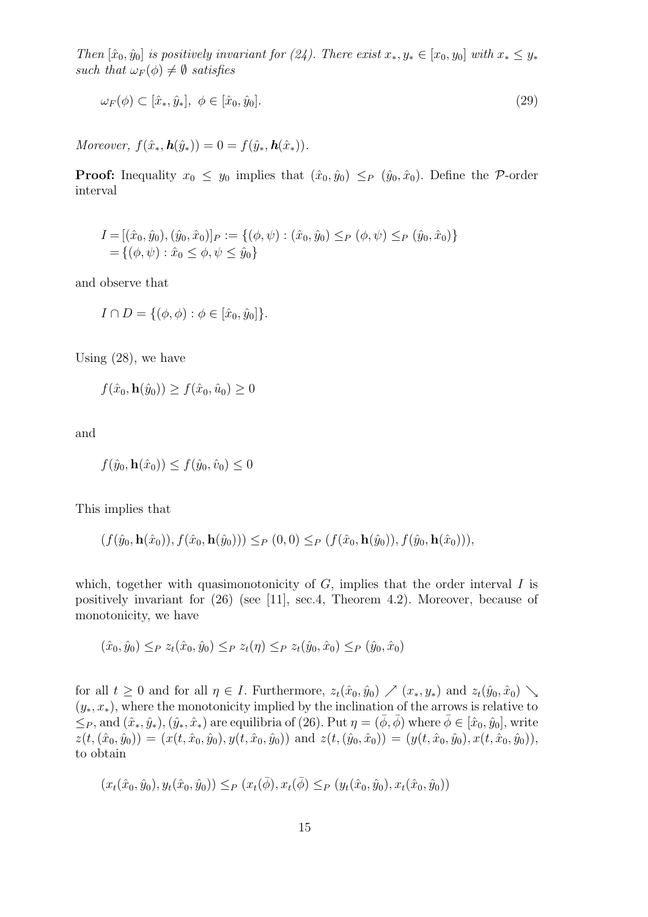*Then* $[\hat{x}_0, \hat{y}_0]$ *is positively invariant for (24). There exist* $x_*, y_* \in [x_0, y_0]$ *with* $x_* \leq y_*$ *such that* $\omega_F(\phi) \neq \emptyset$ *satisfies*

$$\omega_F(\phi) \subset [\hat{x}_*, \hat{y}_*], \;\; \phi \in [\hat{x}_0, \hat{y}_0]. \tag{29}$$

*Moreover,* $f(\hat{x}_*, \boldsymbol{h}(\hat{y}_*)) = 0 = f(\hat{y}_*, \boldsymbol{h}(\hat{x}_*))$.

**Proof:** Inequality $x_0 \leq y_0$ implies that $(\hat{x}_0, \hat{y}_0) \leq_P (\hat{y}_0, \hat{x}_0)$. Define the $\mathcal{P}$-order interval

$$\begin{aligned} I &= [(\hat{x}_0, \hat{y}_0), (\hat{y}_0, \hat{x}_0)]_P := \{(\phi, \psi) : (\hat{x}_0, \hat{y}_0) \leq_P (\phi, \psi) \leq_P (\hat{y}_0, \hat{x}_0)\} \\ &= \{(\phi, \psi) : \hat{x}_0 \leq \phi, \psi \leq \hat{y}_0\} \end{aligned}$$

and observe that

$$I \cap D = \{(\phi, \phi) : \phi \in [\hat{x}_0, \hat{y}_0]\}.$$

Using (28), we have

$$f(\hat{x}_0, \mathbf{h}(\hat{y}_0)) \geq f(\hat{x}_0, \hat{u}_0) \geq 0$$

and

$$f(\hat{y}_0, \mathbf{h}(\hat{x}_0)) \leq f(\hat{y}_0, \hat{v}_0) \leq 0$$

This implies that

$$(f(\hat{y}_0, \mathbf{h}(\hat{x}_0)), f(\hat{x}_0, \mathbf{h}(\hat{y}_0))) \leq_P (0, 0) \leq_P (f(\hat{x}_0, \mathbf{h}(\hat{y}_0)), f(\hat{y}_0, \mathbf{h}(\hat{x}_0))),$$

which, together with quasimonotonicity of $G$, implies that the order interval $I$ is positively invariant for (26) (see [11], sec.4, Theorem 4.2). Moreover, because of monotonicity, we have

$$(\hat{x}_0, \hat{y}_0) \leq_P z_t(\hat{x}_0, \hat{y}_0) \leq_P z_t(\eta) \leq_P z_t(\hat{y}_0, \hat{x}_0) \leq_P (\hat{y}_0, \hat{x}_0)$$

for all $t \geq 0$ and for all $\eta \in I$. Furthermore, $z_t(\hat{x}_0, \hat{y}_0) \nearrow (x_*, y_*)$ and $z_t(\hat{y}_0, \hat{x}_0) \searrow (y_*, x_*)$, where the monotonicity implied by the inclination of the arrows is relative to $\leq_P$, and $(\hat{x}_*, \hat{y}_*), (\hat{y}_*, \hat{x}_*)$ are equilibria of (26). Put $\eta = (\bar{\phi}, \bar{\phi})$ where $\bar{\phi} \in [\hat{x}_0, \hat{y}_0]$, write $z(t, (\hat{x}_0, \hat{y}_0)) = (x(t, \hat{x}_0, \hat{y}_0), y(t, \hat{x}_0, \hat{y}_0))$ and $z(t, (\hat{y}_0, \hat{x}_0)) = (y(t, \hat{x}_0, \hat{y}_0), x(t, \hat{x}_0, \hat{y}_0))$, to obtain

$$(x_t(\hat{x}_0, \hat{y}_0), y_t(\hat{x}_0, \hat{y}_0)) \leq_P (x_t(\bar{\phi}), x_t(\bar{\phi}) \leq_P (y_t(\hat{x}_0, \hat{y}_0), x_t(\hat{x}_0, \hat{y}_0))$$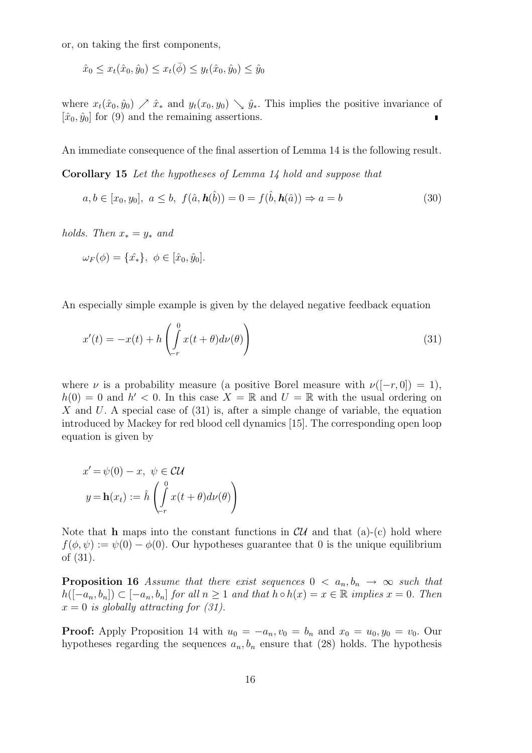or, on taking the first components,

$$\hat{x}_0 \leq x_t(\hat{x}_0, \hat{y}_0) \leq x_t(\bar{\phi}) \leq y_t(\hat{x}_0, \hat{y}_0) \leq \hat{y}_0$$

where $x_t(\hat{x}_0, \hat{y}_0) \nearrow \hat{x}_*$ and $y_t(x_0, y_0) \searrow \hat{y}_*$. This implies the positive invariance of $[\hat{x}_0, \hat{y}_0]$ for (9) and the remaining assertions. ∎

An immediate consequence of the final assertion of Lemma 14 is the following result.

**Corollary 15** *Let the hypotheses of Lemma 14 hold and suppose that*

$$a, b \in [x_0, y_0],\ a \leq b,\ f(\hat{a}, \boldsymbol{h}(\hat{b})) = 0 = f(\hat{b}, \boldsymbol{h}(\hat{a})) \Rightarrow a = b \tag{30}$$

*holds. Then $x_* = y_*$ and*

$$\omega_F(\phi) = \{\hat{x_*}\},\ \phi \in [\hat{x}_0, \hat{y}_0].$$

An especially simple example is given by the delayed negative feedback equation

$$x'(t) = -x(t) + h\left(\int_{-r}^{0} x(t+\theta)d\nu(\theta)\right) \tag{31}$$

where $\nu$ is a probability measure (a positive Borel measure with $\nu([-r,0]) = 1$), $h(0) = 0$ and $h' < 0$. In this case $X = \mathbb{R}$ and $U = \mathbb{R}$ with the usual ordering on $X$ and $U$. A special case of (31) is, after a simple change of variable, the equation introduced by Mackey for red blood cell dynamics [15]. The corresponding open loop equation is given by

$$\begin{aligned} x' &= \psi(0) - x,\ \psi \in \mathcal{CU} \\ y &= \mathbf{h}(x_t) := \hat{h}\left(\int_{-r}^{0} x(t+\theta)d\nu(\theta)\right) \end{aligned}$$

Note that $\mathbf{h}$ maps into the constant functions in $\mathcal{CU}$ and that (a)-(c) hold where $f(\phi, \psi) := \psi(0) - \phi(0)$. Our hypotheses guarantee that 0 is the unique equilibrium of (31).

**Proposition 16** *Assume that there exist sequences $0 < a_n, b_n \to \infty$ such that $h([-a_n, b_n]) \subset [-a_n, b_n]$ for all $n \geq 1$ and that $h \circ h(x) = x \in \mathbb{R}$ implies $x = 0$. Then $x = 0$ is globally attracting for (31).*

**Proof:** Apply Proposition 14 with $u_0 = -a_n, v_0 = b_n$ and $x_0 = u_0, y_0 = v_0$. Our hypotheses regarding the sequences $a_n, b_n$ ensure that (28) holds. The hypothesis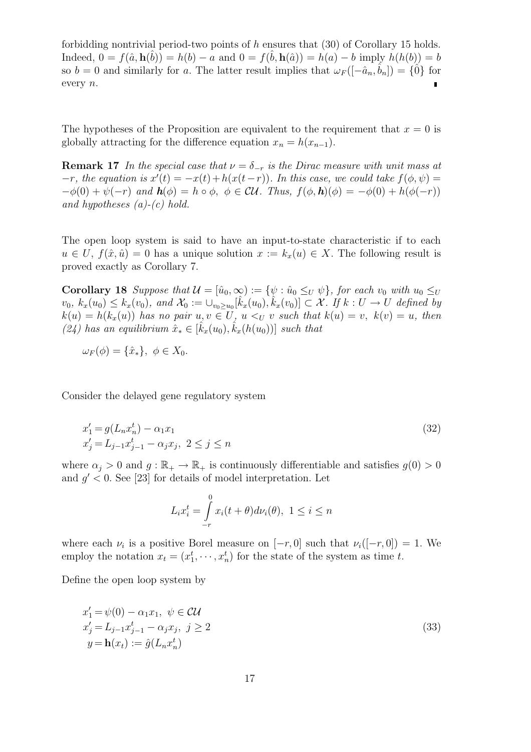forbidding nontrivial period-two points of $h$ ensures that (30) of Corollary 15 holds. Indeed, $0 = f(\hat{a}, \mathbf{h}(\hat{b})) = h(b) - a$ and $0 = f(\hat{b}, \mathbf{h}(\hat{a})) = h(a) - b$ imply $h(h(b)) = b$ so $b = 0$ and similarly for $a$. The latter result implies that $\omega_F([-\hat{a}_n, \hat{b}_n]) = \{\hat{0}\}$ for every $n$. ∎

The hypotheses of the Proposition are equivalent to the requirement that $x = 0$ is globally attracting for the difference equation $x_n = h(x_{n-1})$.

**Remark 17** *In the special case that $\nu = \delta_{-r}$ is the Dirac measure with unit mass at $-r$, the equation is $x'(t) = -x(t) + h(x(t-r))$. In this case, we could take $f(\phi, \psi) = -\phi(0) + \psi(-r)$ and $\boldsymbol{h}(\phi) = h \circ \phi$, $\phi \in \mathcal{CU}$. Thus, $f(\phi, \boldsymbol{h})(\phi) = -\phi(0) + h(\phi(-r))$ and hypotheses (a)-(c) hold.*

The open loop system is said to have an input-to-state characteristic if to each $u \in U$, $f(\hat{x}, \hat{u}) = 0$ has a unique solution $x := k_x(u) \in X$. The following result is proved exactly as Corollary 7.

**Corollary 18** *Suppose that $\mathcal{U} = [\hat{u}_0, \infty) := \{\psi : \hat{u}_0 \leq_U \psi\}$, for each $v_0$ with $u_0 \leq_U v_0$, $k_x(u_0) \leq k_x(v_0)$, and $\mathcal{X}_0 := \cup_{v_0 \geq u_0}[\hat{k}_x(u_0), \hat{k}_x(v_0)] \subset \mathcal{X}$. If $k : U \to U$ defined by $k(u) = h(k_x(u))$ has no pair $u, v \in U$, $u <_U v$ such that $k(u) = v$, $k(v) = u$, then (24) has an equilibrium $\hat{x}_* \in [\hat{k}_x(u_0), \hat{k}_x(h(u_0))]$ such that*

$$\omega_F(\phi) = \{\hat{x}_*\}, \ \phi \in X_0.$$

Consider the delayed gene regulatory system

$$\begin{aligned} x_1' &= g(L_n x_n^t) - \alpha_1 x_1 \\ x_j' &= L_{j-1} x_{j-1}^t - \alpha_j x_j, \ 2 \leq j \leq n \end{aligned} \tag{32}$$

where $\alpha_j > 0$ and $g : \mathbb{R}_+ \to \mathbb{R}_+$ is continuously differentiable and satisfies $g(0) > 0$ and $g' < 0$. See [23] for details of model interpretation. Let

$$L_i x_i^t = \int_{-r}^{0} x_i(t+\theta) d\nu_i(\theta), \ 1 \leq i \leq n$$

where each $\nu_i$ is a positive Borel measure on $[-r, 0]$ such that $\nu_i([-r, 0]) = 1$. We employ the notation $x_t = (x_1^t, \cdots, x_n^t)$ for the state of the system as time $t$.

Define the open loop system by

$$\begin{aligned} x_1' &= \psi(0) - \alpha_1 x_1, \ \psi \in \mathcal{CU} \\ x_j' &= L_{j-1} x_{j-1}^t - \alpha_j x_j, \ j \geq 2 \\ y &= \mathbf{h}(x_t) := \hat{g}(L_n x_n^t) \end{aligned} \tag{33}$$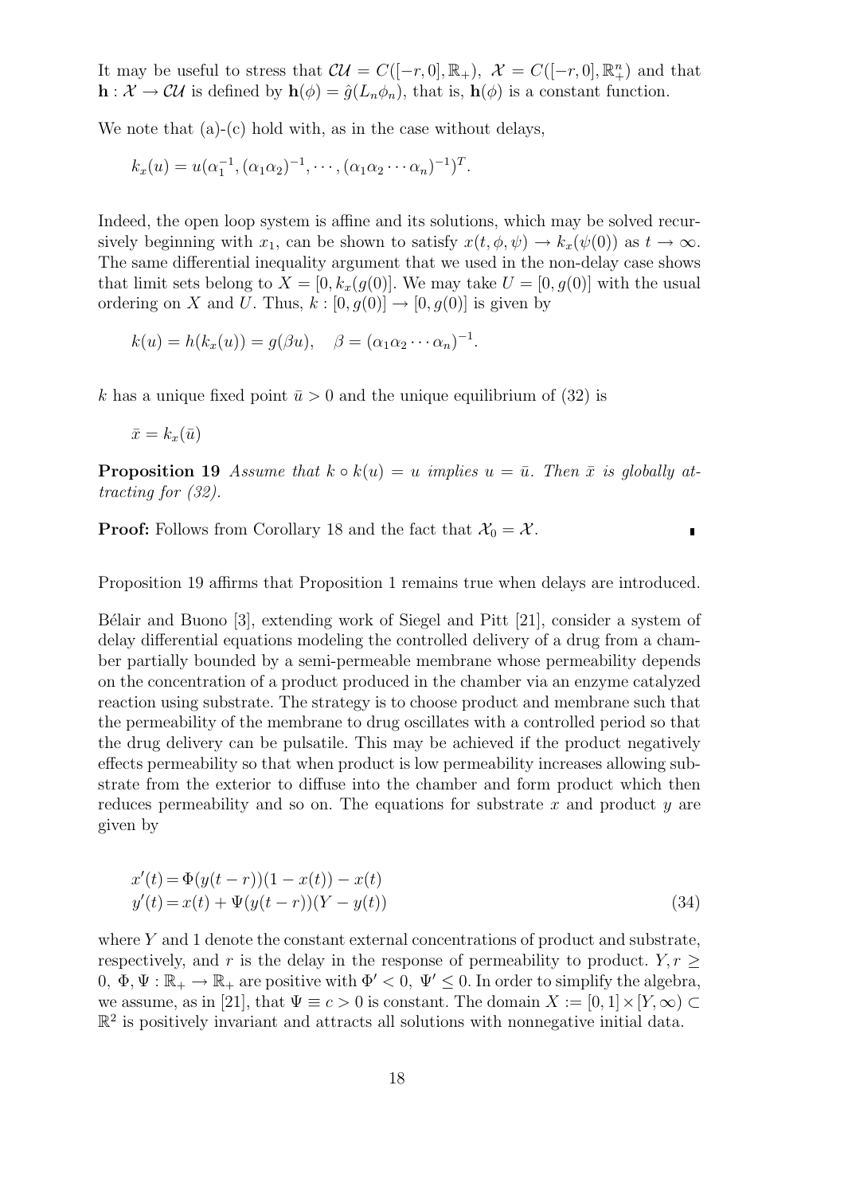It may be useful to stress that $\mathcal{CU} = C([-r,0],\mathbb{R}_+)$, $\mathcal{X} = C([-r,0],\mathbb{R}^n_+)$ and that $\mathbf{h} : \mathcal{X} \to \mathcal{CU}$ is defined by $\mathbf{h}(\phi) = \hat{g}(L_n\phi_n)$, that is, $\mathbf{h}(\phi)$ is a constant function.

We note that (a)-(c) hold with, as in the case without delays,

$$k_x(u) = u(\alpha_1^{-1}, (\alpha_1\alpha_2)^{-1}, \cdots, (\alpha_1\alpha_2\cdots\alpha_n)^{-1})^T.$$

Indeed, the open loop system is affine and its solutions, which may be solved recursively beginning with $x_1$, can be shown to satisfy $x(t,\phi,\psi) \to k_x(\psi(0))$ as $t \to \infty$. The same differential inequality argument that we used in the non-delay case shows that limit sets belong to $X = [0, k_x(g(0)]$. We may take $U = [0, g(0)]$ with the usual ordering on $X$ and $U$. Thus, $k : [0, g(0)] \to [0, g(0)]$ is given by

$$k(u) = h(k_x(u)) = g(\beta u), \quad \beta = (\alpha_1\alpha_2\cdots\alpha_n)^{-1}.$$

$k$ has a unique fixed point $\bar{u} > 0$ and the unique equilibrium of (32) is

$$\bar{x} = k_x(\bar{u})$$

**Proposition 19** *Assume that $k \circ k(u) = u$ implies $u = \bar{u}$. Then $\bar{x}$ is globally attracting for (32).*

**Proof:** Follows from Corollary 18 and the fact that $\mathcal{X}_0 = \mathcal{X}$. ∎

Proposition 19 affirms that Proposition 1 remains true when delays are introduced.

Bélair and Buono [3], extending work of Siegel and Pitt [21], consider a system of delay differential equations modeling the controlled delivery of a drug from a chamber partially bounded by a semi-permeable membrane whose permeability depends on the concentration of a product produced in the chamber via an enzyme catalyzed reaction using substrate. The strategy is to choose product and membrane such that the permeability of the membrane to drug oscillates with a controlled period so that the drug delivery can be pulsatile. This may be achieved if the product negatively effects permeability so that when product is low permeability increases allowing substrate from the exterior to diffuse into the chamber and form product which then reduces permeability and so on. The equations for substrate $x$ and product $y$ are given by

$$\begin{aligned} x'(t) &= \Phi(y(t-r))(1-x(t)) - x(t) \\ y'(t) &= x(t) + \Psi(y(t-r))(Y - y(t)) \end{aligned} \tag{34}$$

where $Y$ and 1 denote the constant external concentrations of product and substrate, respectively, and $r$ is the delay in the response of permeability to product. $Y, r \geq 0$, $\Phi, \Psi : \mathbb{R}_+ \to \mathbb{R}_+$ are positive with $\Phi' < 0$, $\Psi' \leq 0$. In order to simplify the algebra, we assume, as in [21], that $\Psi \equiv c > 0$ is constant. The domain $X := [0,1] \times [Y, \infty) \subset \mathbb{R}^2$ is positively invariant and attracts all solutions with nonnegative initial data.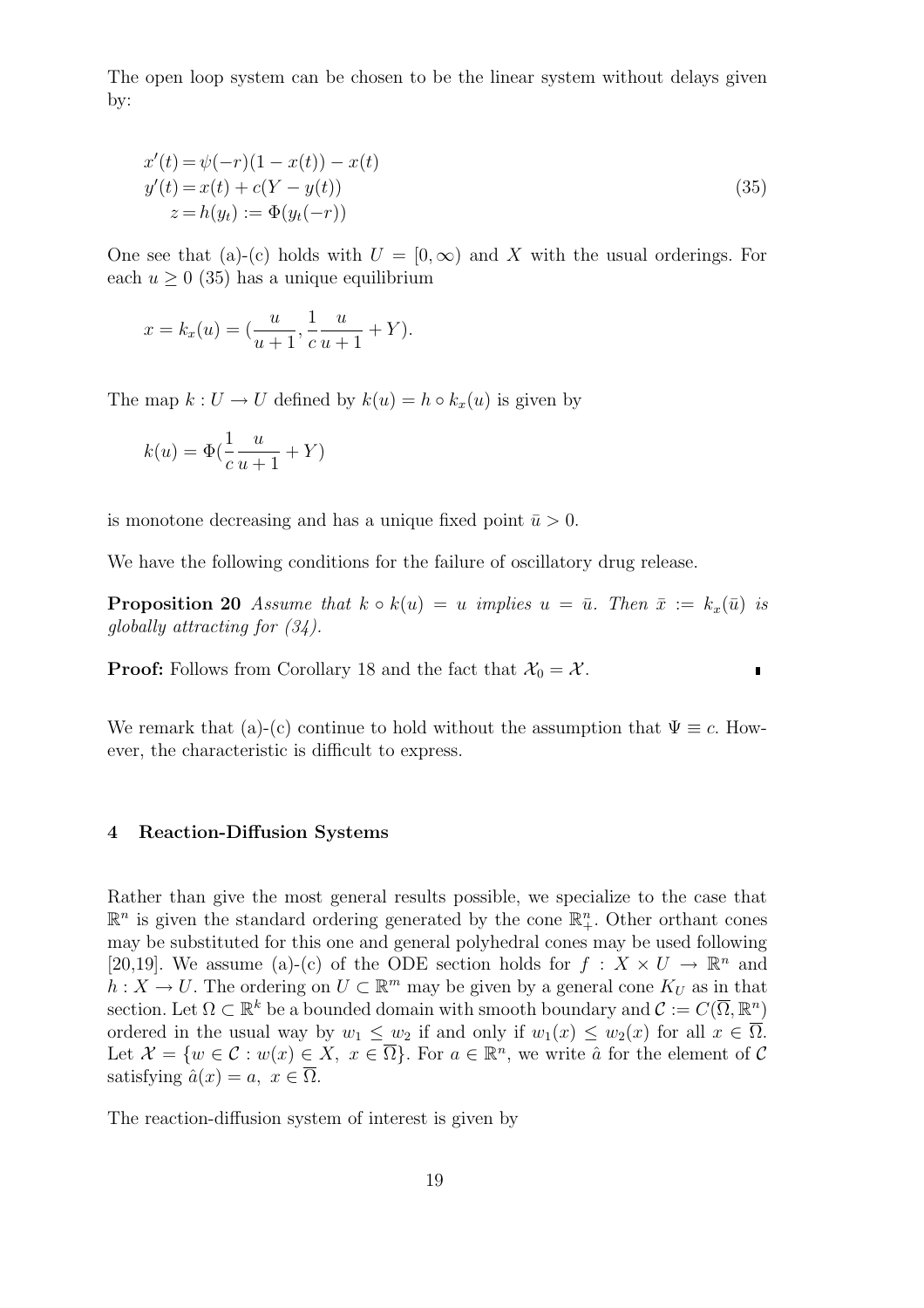The open loop system can be chosen to be the linear system without delays given by:

$$
\begin{aligned}
x'(t) &= \psi(-r)(1-x(t)) - x(t) \\
y'(t) &= x(t) + c(Y - y(t)) \\
z &= h(y_t) := \Phi(y_t(-r))
\end{aligned}
\tag{35}
$$

One see that (a)-(c) holds with $U = [0,\infty)$ and $X$ with the usual orderings. For each $u \geq 0$ (35) has a unique equilibrium

$$
x = k_x(u) = (\frac{u}{u+1}, \frac{1}{c}\frac{u}{u+1} + Y).
$$

The map $k : U \to U$ defined by $k(u) = h \circ k_x(u)$ is given by

$$
k(u) = \Phi(\frac{1}{c}\frac{u}{u+1} + Y)
$$

is monotone decreasing and has a unique fixed point $\bar{u} > 0$.

We have the following conditions for the failure of oscillatory drug release.

**Proposition 20** *Assume that $k \circ k(u) = u$ implies $u = \bar{u}$. Then $\bar{x} := k_x(\bar{u})$ is globally attracting for (34).*

**Proof:** Follows from Corollary 18 and the fact that $\mathcal{X}_0 = \mathcal{X}$. ∎

We remark that (a)-(c) continue to hold without the assumption that $\Psi \equiv c$. However, the characteristic is difficult to express.

## 4 Reaction-Diffusion Systems

Rather than give the most general results possible, we specialize to the case that $\mathbb{R}^n$ is given the standard ordering generated by the cone $\mathbb{R}^n_+$. Other orthant cones may be substituted for this one and general polyhedral cones may be used following [20,19]. We assume (a)-(c) of the ODE section holds for $f : X \times U \to \mathbb{R}^n$ and $h : X \to U$. The ordering on $U \subset \mathbb{R}^m$ may be given by a general cone $K_U$ as in that section. Let $\Omega \subset \mathbb{R}^k$ be a bounded domain with smooth boundary and $\mathcal{C} := C(\overline{\Omega}, \mathbb{R}^n)$ ordered in the usual way by $w_1 \leq w_2$ if and only if $w_1(x) \leq w_2(x)$ for all $x \in \overline{\Omega}$. Let $\mathcal{X} = \{w \in \mathcal{C} : w(x) \in X,\ x \in \overline{\Omega}\}$. For $a \in \mathbb{R}^n$, we write $\hat{a}$ for the element of $\mathcal{C}$ satisfying $\hat{a}(x) = a,\ x \in \overline{\Omega}$.

The reaction-diffusion system of interest is given by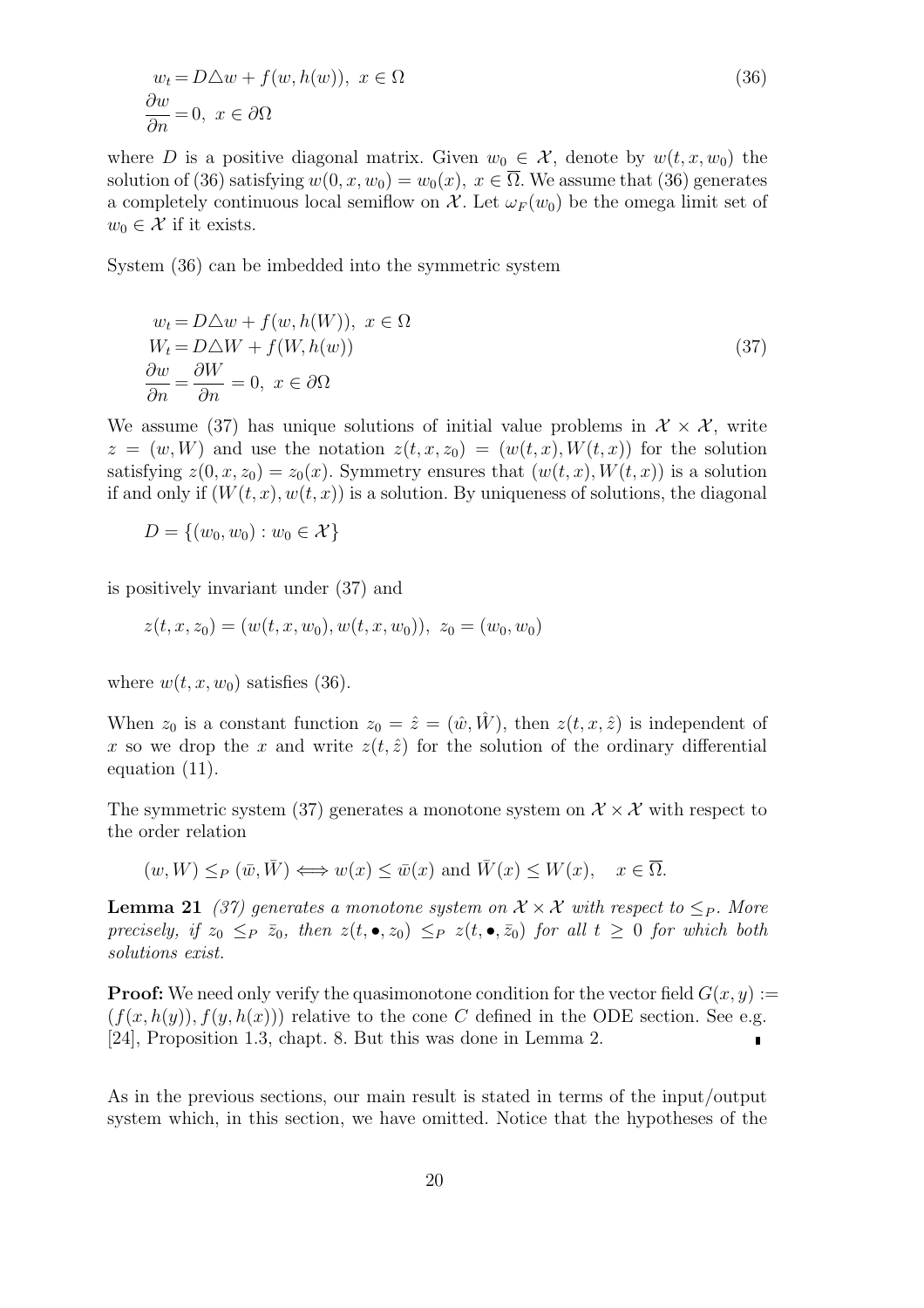$$
\begin{aligned}
w_t &= D\triangle w + f(w, h(w)),\ x \in \Omega \\
\frac{\partial w}{\partial n} &= 0,\ x \in \partial\Omega
\end{aligned} \tag{36}
$$

where $D$ is a positive diagonal matrix. Given $w_0 \in \mathcal{X}$, denote by $w(t, x, w_0)$ the solution of (36) satisfying $w(0, x, w_0) = w_0(x),\ x \in \overline{\Omega}$. We assume that (36) generates a completely continuous local semiflow on $\mathcal{X}$. Let $\omega_F(w_0)$ be the omega limit set of $w_0 \in \mathcal{X}$ if it exists.

System (36) can be imbedded into the symmetric system

$$
\begin{aligned}
w_t &= D\triangle w + f(w, h(W)),\ x \in \Omega \\
W_t &= D\triangle W + f(W, h(w)) \\
\frac{\partial w}{\partial n} &= \frac{\partial W}{\partial n} = 0,\ x \in \partial\Omega
\end{aligned} \tag{37}
$$

We assume (37) has unique solutions of initial value problems in $\mathcal{X} \times \mathcal{X}$, write $z = (w, W)$ and use the notation $z(t, x, z_0) = (w(t, x), W(t, x))$ for the solution satisfying $z(0, x, z_0) = z_0(x)$. Symmetry ensures that $(w(t, x), W(t, x))$ is a solution if and only if $(W(t, x), w(t, x))$ is a solution. By uniqueness of solutions, the diagonal

$$
D = \{(w_0, w_0) : w_0 \in \mathcal{X}\}
$$

is positively invariant under (37) and

$$
z(t, x, z_0) = (w(t, x, w_0), w(t, x, w_0)),\ z_0 = (w_0, w_0)
$$

where $w(t, x, w_0)$ satisfies (36).

When $z_0$ is a constant function $z_0 = \hat{z} = (\hat{w}, \hat{W})$, then $z(t, x, \hat{z})$ is independent of $x$ so we drop the $x$ and write $z(t, \hat{z})$ for the solution of the ordinary differential equation (11).

The symmetric system (37) generates a monotone system on $\mathcal{X} \times \mathcal{X}$ with respect to the order relation

$$
(w, W) \leq_P (\bar{w}, \bar{W}) \Longleftrightarrow w(x) \leq \bar{w}(x) \text{ and } \bar{W}(x) \leq W(x), \quad x \in \overline{\Omega}.
$$

**Lemma 21** *(37) generates a monotone system on $\mathcal{X} \times \mathcal{X}$ with respect to $\leq_P$. More precisely, if $z_0 \leq_P \bar{z}_0$, then $z(t, \bullet, z_0) \leq_P z(t, \bullet, \bar{z}_0)$ for all $t \geq 0$ for which both solutions exist.*

**Proof:** We need only verify the quasimonotone condition for the vector field $G(x, y) := (f(x, h(y)), f(y, h(x)))$ relative to the cone $C$ defined in the ODE section. See e.g. [24], Proposition 1.3, chapt. 8. But this was done in Lemma 2. ∎

As in the previous sections, our main result is stated in terms of the input/output system which, in this section, we have omitted. Notice that the hypotheses of the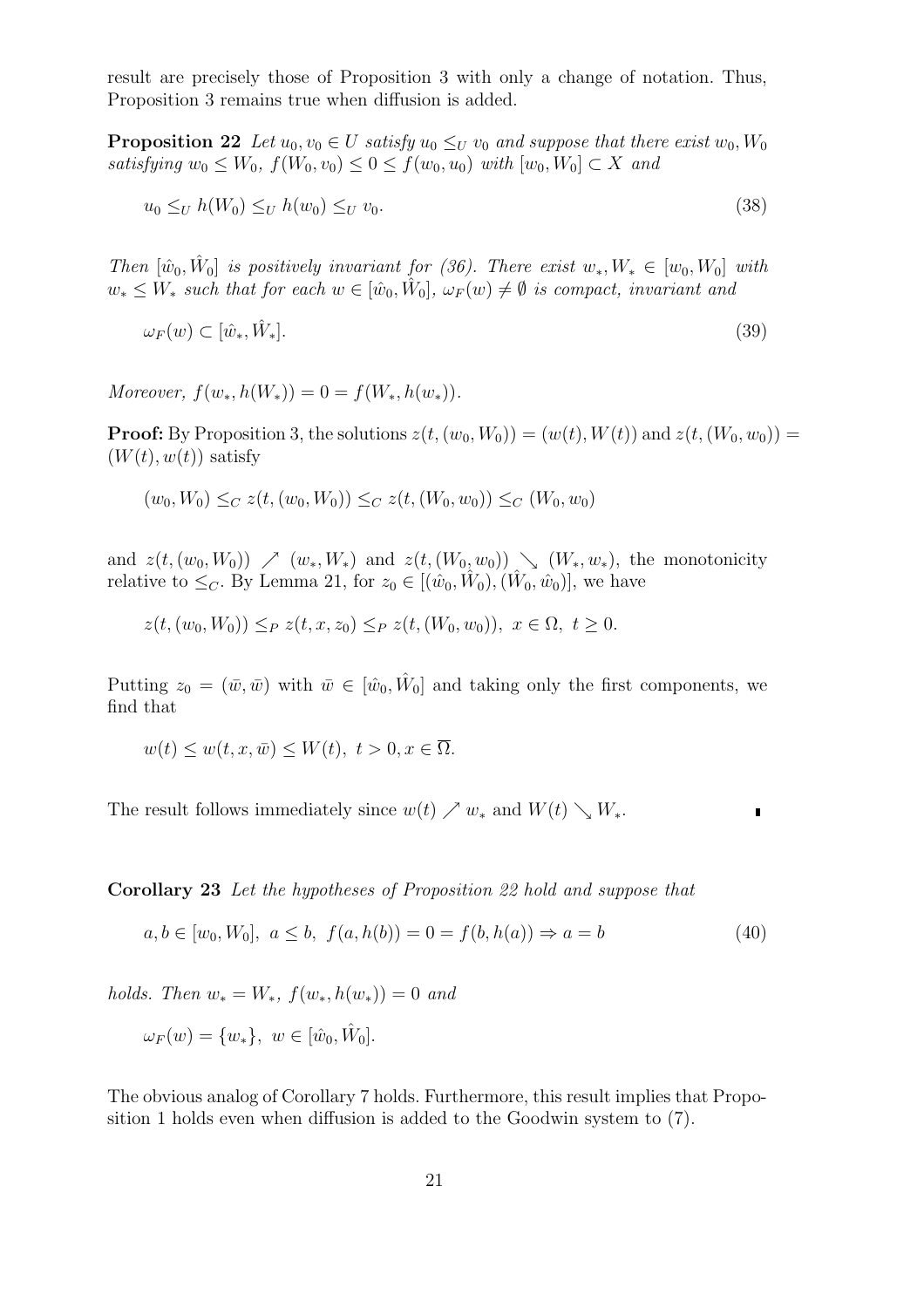result are precisely those of Proposition 3 with only a change of notation. Thus, Proposition 3 remains true when diffusion is added.

**Proposition 22** *Let $u_0, v_0 \in U$ satisfy $u_0 \leq_U v_0$ and suppose that there exist $w_0, W_0$ satisfying $w_0 \leq W_0$, $f(W_0, v_0) \leq 0 \leq f(w_0, u_0)$ with $[w_0, W_0] \subset X$ and*

$$u_0 \leq_U h(W_0) \leq_U h(w_0) \leq_U v_0. \tag{38}$$

*Then $[\hat{w}_0, \hat{W}_0]$ is positively invariant for (36). There exist $w_*, W_* \in [w_0, W_0]$ with $w_* \leq W_*$ such that for each $w \in [\hat{w}_0, \hat{W}_0]$, $\omega_F(w) \neq \emptyset$ is compact, invariant and*

$$\omega_F(w) \subset [\hat{w}_*, \hat{W}_*]. \tag{39}$$

*Moreover, $f(w_*, h(W_*)) = 0 = f(W_*, h(w_*))$.*

**Proof:** By Proposition 3, the solutions $z(t, (w_0, W_0)) = (w(t), W(t))$ and $z(t, (W_0, w_0)) = (W(t), w(t))$ satisfy

$$(w_0, W_0) \leq_C z(t, (w_0, W_0)) \leq_C z(t, (W_0, w_0)) \leq_C (W_0, w_0)$$

and $z(t, (w_0, W_0)) \nearrow (w_*, W_*)$ and $z(t, (W_0, w_0)) \searrow (W_*, w_*)$, the monotonicity relative to $\leq_C$. By Lemma 21, for $z_0 \in [(\hat{w}_0, \hat{W}_0), (\hat{W}_0, \hat{w}_0)]$, we have

$$z(t, (w_0, W_0)) \leq_P z(t, x, z_0) \leq_P z(t, (W_0, w_0)), \ x \in \Omega, \ t \geq 0.$$

Putting $z_0 = (\bar{w}, \bar{w})$ with $\bar{w} \in [\hat{w}_0, \hat{W}_0]$ and taking only the first components, we find that

$$w(t) \leq w(t, x, \bar{w}) \leq W(t), \ t > 0, x \in \overline{\Omega}.$$

The result follows immediately since $w(t) \nearrow w_*$ and $W(t) \searrow W_*$. ∎

**Corollary 23** *Let the hypotheses of Proposition 22 hold and suppose that*

$$a, b \in [w_0, W_0], \ a \leq b, \ f(a, h(b)) = 0 = f(b, h(a)) \Rightarrow a = b \tag{40}$$

*holds. Then $w_* = W_*$, $f(w_*, h(w_*)) = 0$ and*

$$\omega_F(w) = \{w_*\}, \ w \in [\hat{w}_0, \hat{W}_0].$$

The obvious analog of Corollary 7 holds. Furthermore, this result implies that Proposition 1 holds even when diffusion is added to the Goodwin system to (7).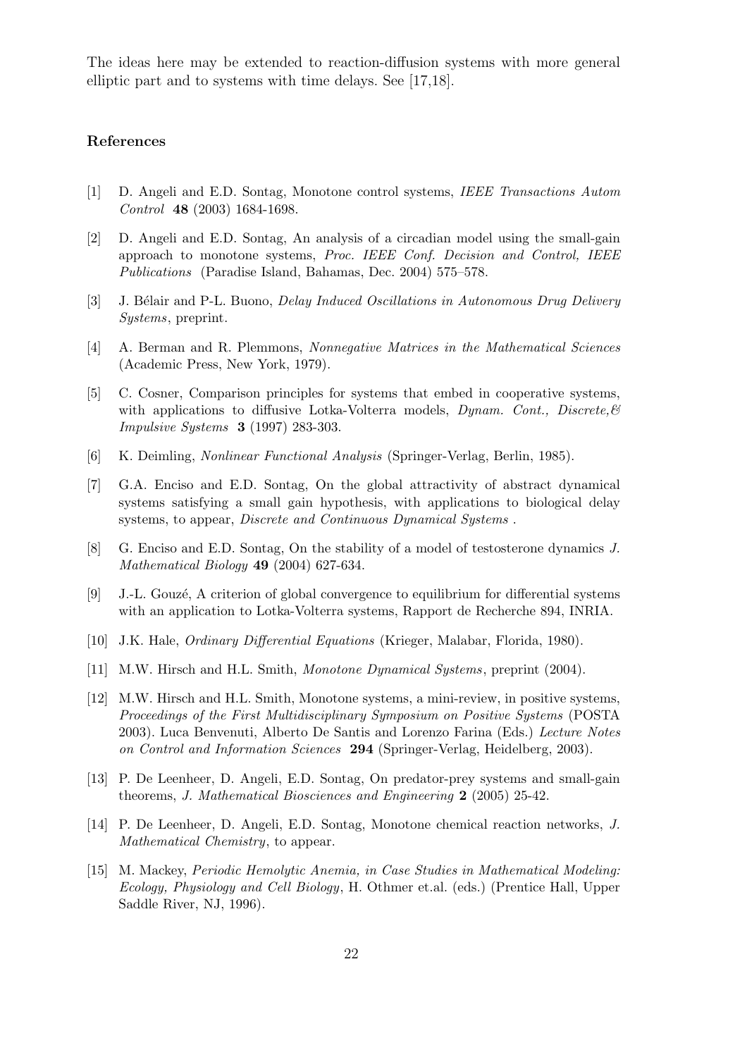The ideas here may be extended to reaction-diffusion systems with more general elliptic part and to systems with time delays. See [17,18].

## References

[1] D. Angeli and E.D. Sontag, Monotone control systems, *IEEE Transactions Autom Control* **48** (2003) 1684-1698.

[2] D. Angeli and E.D. Sontag, An analysis of a circadian model using the small-gain approach to monotone systems, *Proc. IEEE Conf. Decision and Control, IEEE Publications* (Paradise Island, Bahamas, Dec. 2004) 575–578.

[3] J. Bélair and P-L. Buono, *Delay Induced Oscillations in Autonomous Drug Delivery Systems*, preprint.

[4] A. Berman and R. Plemmons, *Nonnegative Matrices in the Mathematical Sciences* (Academic Press, New York, 1979).

[5] C. Cosner, Comparison principles for systems that embed in cooperative systems, with applications to diffusive Lotka-Volterra models, *Dynam. Cont., Discrete,& Impulsive Systems* **3** (1997) 283-303.

[6] K. Deimling, *Nonlinear Functional Analysis* (Springer-Verlag, Berlin, 1985).

[7] G.A. Enciso and E.D. Sontag, On the global attractivity of abstract dynamical systems satisfying a small gain hypothesis, with applications to biological delay systems, to appear, *Discrete and Continuous Dynamical Systems* .

[8] G. Enciso and E.D. Sontag, On the stability of a model of testosterone dynamics *J. Mathematical Biology* **49** (2004) 627-634.

[9] J.-L. Gouzé, A criterion of global convergence to equilibrium for differential systems with an application to Lotka-Volterra systems, Rapport de Recherche 894, INRIA.

[10] J.K. Hale, *Ordinary Differential Equations* (Krieger, Malabar, Florida, 1980).

[11] M.W. Hirsch and H.L. Smith, *Monotone Dynamical Systems*, preprint (2004).

[12] M.W. Hirsch and H.L. Smith, Monotone systems, a mini-review, in positive systems, *Proceedings of the First Multidisciplinary Symposium on Positive Systems* (POSTA 2003). Luca Benvenuti, Alberto De Santis and Lorenzo Farina (Eds.) *Lecture Notes on Control and Information Sciences* **294** (Springer-Verlag, Heidelberg, 2003).

[13] P. De Leenheer, D. Angeli, E.D. Sontag, On predator-prey systems and small-gain theorems, *J. Mathematical Biosciences and Engineering* **2** (2005) 25-42.

[14] P. De Leenheer, D. Angeli, E.D. Sontag, Monotone chemical reaction networks, *J. Mathematical Chemistry*, to appear.

[15] M. Mackey, *Periodic Hemolytic Anemia, in Case Studies in Mathematical Modeling: Ecology, Physiology and Cell Biology*, H. Othmer et.al. (eds.) (Prentice Hall, Upper Saddle River, NJ, 1996).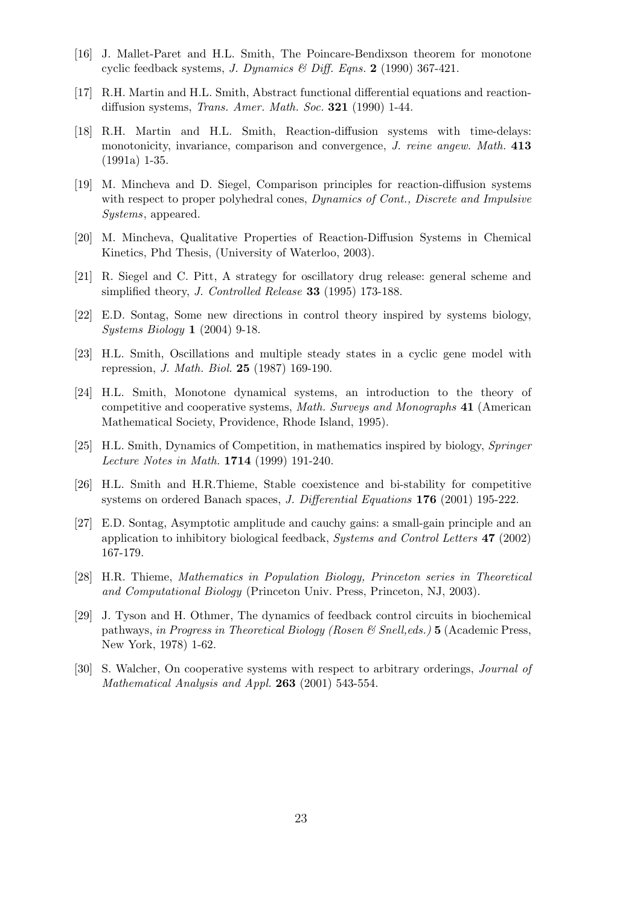[16] J. Mallet-Paret and H.L. Smith, The Poincare-Bendixson theorem for monotone cyclic feedback systems, *J. Dynamics & Diff. Eqns.* **2** (1990) 367-421.

[17] R.H. Martin and H.L. Smith, Abstract functional differential equations and reaction-diffusion systems, *Trans. Amer. Math. Soc.* **321** (1990) 1-44.

[18] R.H. Martin and H.L. Smith, Reaction-diffusion systems with time-delays: monotonicity, invariance, comparison and convergence, *J. reine angew. Math.* **413** (1991a) 1-35.

[19] M. Mincheva and D. Siegel, Comparison principles for reaction-diffusion systems with respect to proper polyhedral cones, *Dynamics of Cont., Discrete and Impulsive Systems*, appeared.

[20] M. Mincheva, Qualitative Properties of Reaction-Diffusion Systems in Chemical Kinetics, Phd Thesis, (University of Waterloo, 2003).

[21] R. Siegel and C. Pitt, A strategy for oscillatory drug release: general scheme and simplified theory, *J. Controlled Release* **33** (1995) 173-188.

[22] E.D. Sontag, Some new directions in control theory inspired by systems biology, *Systems Biology* **1** (2004) 9-18.

[23] H.L. Smith, Oscillations and multiple steady states in a cyclic gene model with repression, *J. Math. Biol.* **25** (1987) 169-190.

[24] H.L. Smith, Monotone dynamical systems, an introduction to the theory of competitive and cooperative systems, *Math. Surveys and Monographs* **41** (American Mathematical Society, Providence, Rhode Island, 1995).

[25] H.L. Smith, Dynamics of Competition, in mathematics inspired by biology, *Springer Lecture Notes in Math.* **1714** (1999) 191-240.

[26] H.L. Smith and H.R.Thieme, Stable coexistence and bi-stability for competitive systems on ordered Banach spaces, *J. Differential Equations* **176** (2001) 195-222.

[27] E.D. Sontag, Asymptotic amplitude and cauchy gains: a small-gain principle and an application to inhibitory biological feedback, *Systems and Control Letters* **47** (2002) 167-179.

[28] H.R. Thieme, *Mathematics in Population Biology, Princeton series in Theoretical and Computational Biology* (Princeton Univ. Press, Princeton, NJ, 2003).

[29] J. Tyson and H. Othmer, The dynamics of feedback control circuits in biochemical pathways, *in Progress in Theoretical Biology (Rosen & Snell,eds.)* **5** (Academic Press, New York, 1978) 1-62.

[30] S. Walcher, On cooperative systems with respect to arbitrary orderings, *Journal of Mathematical Analysis and Appl.* **263** (2001) 543-554.